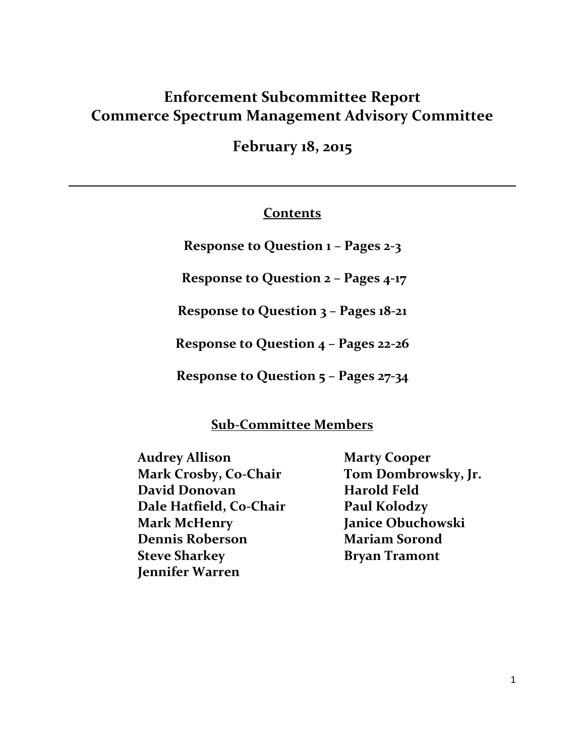# Enforcement Subcommittee Report
# Commerce Spectrum Management Advisory Committee

## February 18, 2015

---

**Contents**

**Response to Question 1 – Pages 2-3**

**Response to Question 2 – Pages 4-17**

**Response to Question 3 – Pages 18-21**

**Response to Question 4 – Pages 22-26**

**Response to Question 5 – Pages 27-34**

**Sub-Committee Members**

**Audrey Allison**
**Mark Crosby, Co-Chair**
**David Donovan**
**Dale Hatfield, Co-Chair**
**Mark McHenry**
**Dennis Roberson**
**Steve Sharkey**
**Jennifer Warren**
**Marty Cooper**
**Tom Dombrowsky, Jr.**
**Harold Feld**
**Paul Kolodzy**
**Janice Obuchowski**
**Mariam Sorond**
**Bryan Tramont**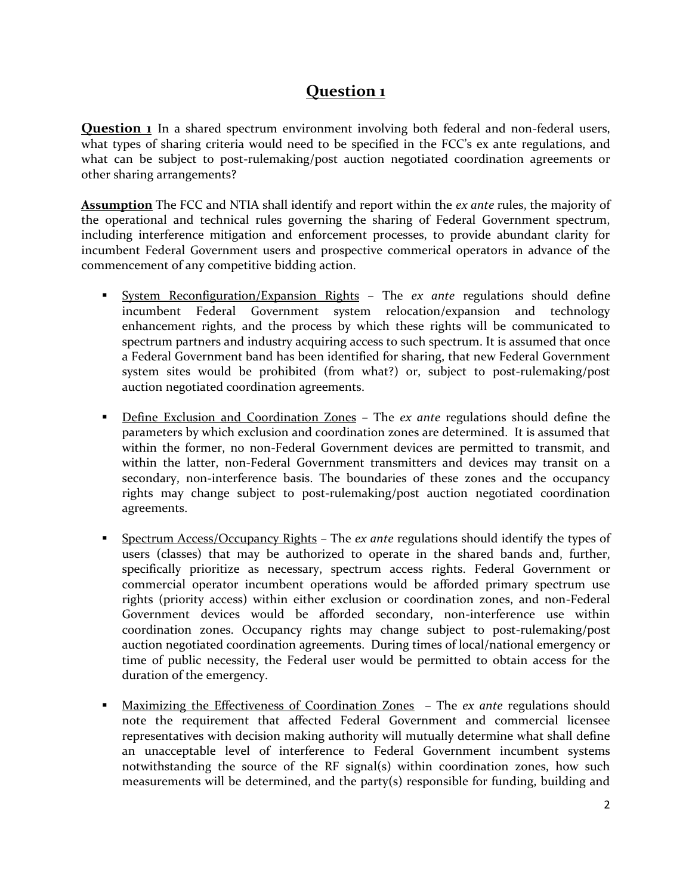# Question 1

**Question 1** In a shared spectrum environment involving both federal and non-federal users, what types of sharing criteria would need to be specified in the FCC's ex ante regulations, and what can be subject to post-rulemaking/post auction negotiated coordination agreements or other sharing arrangements?

**Assumption** The FCC and NTIA shall identify and report within the *ex ante* rules, the majority of the operational and technical rules governing the sharing of Federal Government spectrum, including interference mitigation and enforcement processes, to provide abundant clarity for incumbent Federal Government users and prospective commerical operators in advance of the commencement of any competitive bidding action.

- System Reconfiguration/Expansion Rights – The *ex ante* regulations should define incumbent Federal Government system relocation/expansion and technology enhancement rights, and the process by which these rights will be communicated to spectrum partners and industry acquiring access to such spectrum. It is assumed that once a Federal Government band has been identified for sharing, that new Federal Government system sites would be prohibited (from what?) or, subject to post-rulemaking/post auction negotiated coordination agreements.

- Define Exclusion and Coordination Zones – The *ex ante* regulations should define the parameters by which exclusion and coordination zones are determined. It is assumed that within the former, no non-Federal Government devices are permitted to transmit, and within the latter, non-Federal Government transmitters and devices may transit on a secondary, non-interference basis. The boundaries of these zones and the occupancy rights may change subject to post-rulemaking/post auction negotiated coordination agreements.

- Spectrum Access/Occupancy Rights – The *ex ante* regulations should identify the types of users (classes) that may be authorized to operate in the shared bands and, further, specifically prioritize as necessary, spectrum access rights. Federal Government or commercial operator incumbent operations would be afforded primary spectrum use rights (priority access) within either exclusion or coordination zones, and non-Federal Government devices would be afforded secondary, non-interference use within coordination zones. Occupancy rights may change subject to post-rulemaking/post auction negotiated coordination agreements. During times of local/national emergency or time of public necessity, the Federal user would be permitted to obtain access for the duration of the emergency.

- Maximizing the Effectiveness of Coordination Zones – The *ex ante* regulations should note the requirement that affected Federal Government and commercial licensee representatives with decision making authority will mutually determine what shall define an unacceptable level of interference to Federal Government incumbent systems notwithstanding the source of the RF signal(s) within coordination zones, how such measurements will be determined, and the party(s) responsible for funding, building and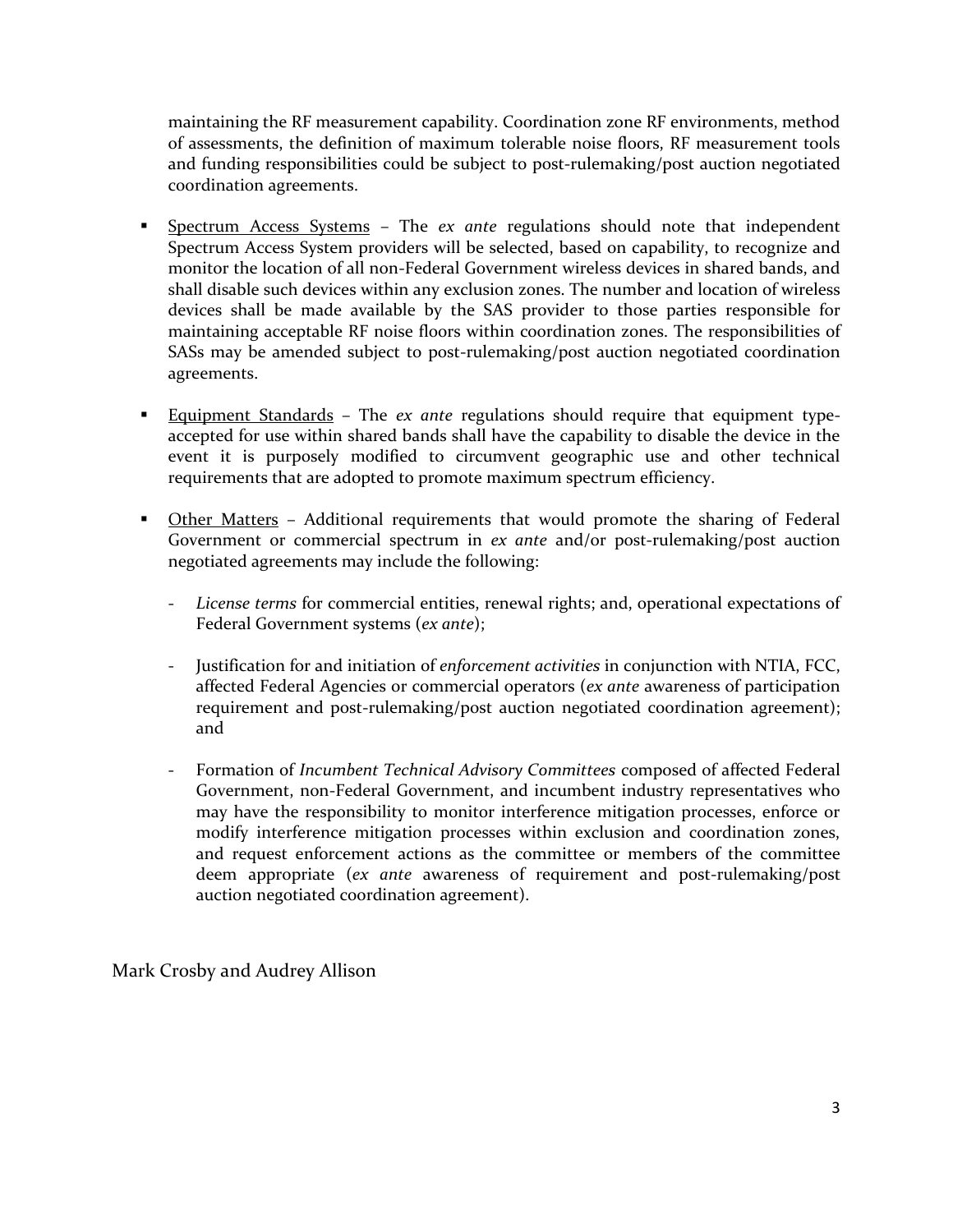maintaining the RF measurement capability. Coordination zone RF environments, method of assessments, the definition of maximum tolerable noise floors, RF measurement tools and funding responsibilities could be subject to post-rulemaking/post auction negotiated coordination agreements.

- <u>Spectrum Access Systems</u> – The *ex ante* regulations should note that independent Spectrum Access System providers will be selected, based on capability, to recognize and monitor the location of all non-Federal Government wireless devices in shared bands, and shall disable such devices within any exclusion zones. The number and location of wireless devices shall be made available by the SAS provider to those parties responsible for maintaining acceptable RF noise floors within coordination zones. The responsibilities of SASs may be amended subject to post-rulemaking/post auction negotiated coordination agreements.

- <u>Equipment Standards</u> – The *ex ante* regulations should require that equipment type-accepted for use within shared bands shall have the capability to disable the device in the event it is purposely modified to circumvent geographic use and other technical requirements that are adopted to promote maximum spectrum efficiency.

- <u>Other Matters</u> – Additional requirements that would promote the sharing of Federal Government or commercial spectrum in *ex ante* and/or post-rulemaking/post auction negotiated agreements may include the following:

  - *License terms* for commercial entities, renewal rights; and, operational expectations of Federal Government systems (*ex ante*);

  - Justification for and initiation of *enforcement activities* in conjunction with NTIA, FCC, affected Federal Agencies or commercial operators (*ex ante* awareness of participation requirement and post-rulemaking/post auction negotiated coordination agreement); and

  - Formation of *Incumbent Technical Advisory Committees* composed of affected Federal Government, non-Federal Government, and incumbent industry representatives who may have the responsibility to monitor interference mitigation processes, enforce or modify interference mitigation processes within exclusion and coordination zones, and request enforcement actions as the committee or members of the committee deem appropriate (*ex ante* awareness of requirement and post-rulemaking/post auction negotiated coordination agreement).

Mark Crosby and Audrey Allison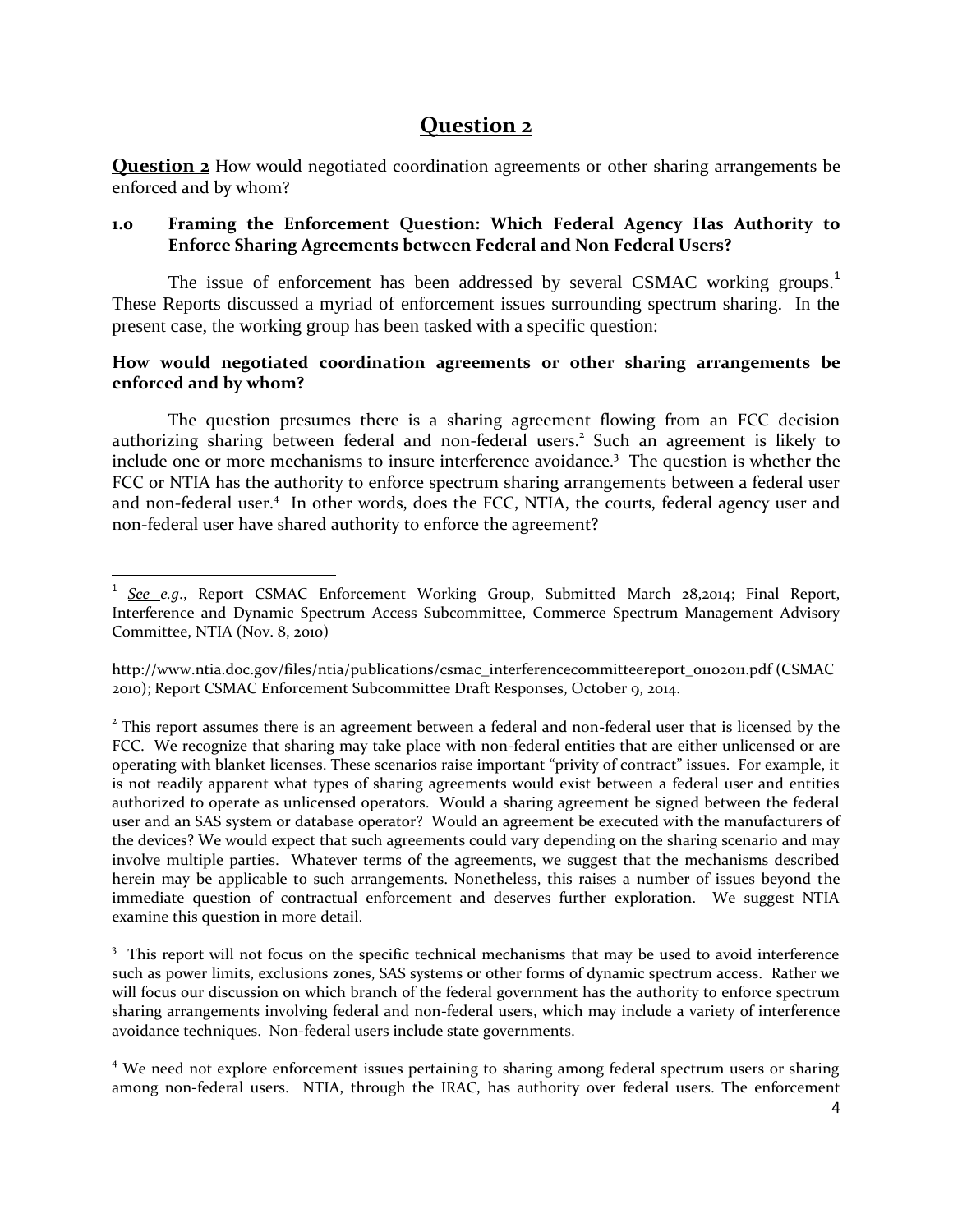## Question 2

**Question 2** How would negotiated coordination agreements or other sharing arrangements be enforced and by whom?

**1.0 Framing the Enforcement Question: Which Federal Agency Has Authority to Enforce Sharing Agreements between Federal and Non Federal Users?**

The issue of enforcement has been addressed by several CSMAC working groups.[1] These Reports discussed a myriad of enforcement issues surrounding spectrum sharing. In the present case, the working group has been tasked with a specific question:

**How would negotiated coordination agreements or other sharing arrangements be enforced and by whom?**

The question presumes there is a sharing agreement flowing from an FCC decision authorizing sharing between federal and non-federal users.[2] Such an agreement is likely to include one or more mechanisms to insure interference avoidance.[3] The question is whether the FCC or NTIA has the authority to enforce spectrum sharing arrangements between a federal user and non-federal user.[4] In other words, does the FCC, NTIA, the courts, federal agency user and non-federal user have shared authority to enforce the agreement?

---

[1] *See e.g.*, Report CSMAC Enforcement Working Group, Submitted March 28,2014; Final Report, Interference and Dynamic Spectrum Access Subcommittee, Commerce Spectrum Management Advisory Committee, NTIA (Nov. 8, 2010)

http://www.ntia.doc.gov/files/ntia/publications/csmac_interferencecommitteereport_01102011.pdf (CSMAC 2010); Report CSMAC Enforcement Subcommittee Draft Responses, October 9, 2014.

[2] This report assumes there is an agreement between a federal and non-federal user that is licensed by the FCC. We recognize that sharing may take place with non-federal entities that are either unlicensed or are operating with blanket licenses. These scenarios raise important "privity of contract" issues. For example, it is not readily apparent what types of sharing agreements would exist between a federal user and entities authorized to operate as unlicensed operators. Would a sharing agreement be signed between the federal user and an SAS system or database operator? Would an agreement be executed with the manufacturers of the devices? We would expect that such agreements could vary depending on the sharing scenario and may involve multiple parties. Whatever terms of the agreements, we suggest that the mechanisms described herein may be applicable to such arrangements. Nonetheless, this raises a number of issues beyond the immediate question of contractual enforcement and deserves further exploration. We suggest NTIA examine this question in more detail.

[3] This report will not focus on the specific technical mechanisms that may be used to avoid interference such as power limits, exclusions zones, SAS systems or other forms of dynamic spectrum access. Rather we will focus our discussion on which branch of the federal government has the authority to enforce spectrum sharing arrangements involving federal and non-federal users, which may include a variety of interference avoidance techniques. Non-federal users include state governments.

[4] We need not explore enforcement issues pertaining to sharing among federal spectrum users or sharing among non-federal users. NTIA, through the IRAC, has authority over federal users. The enforcement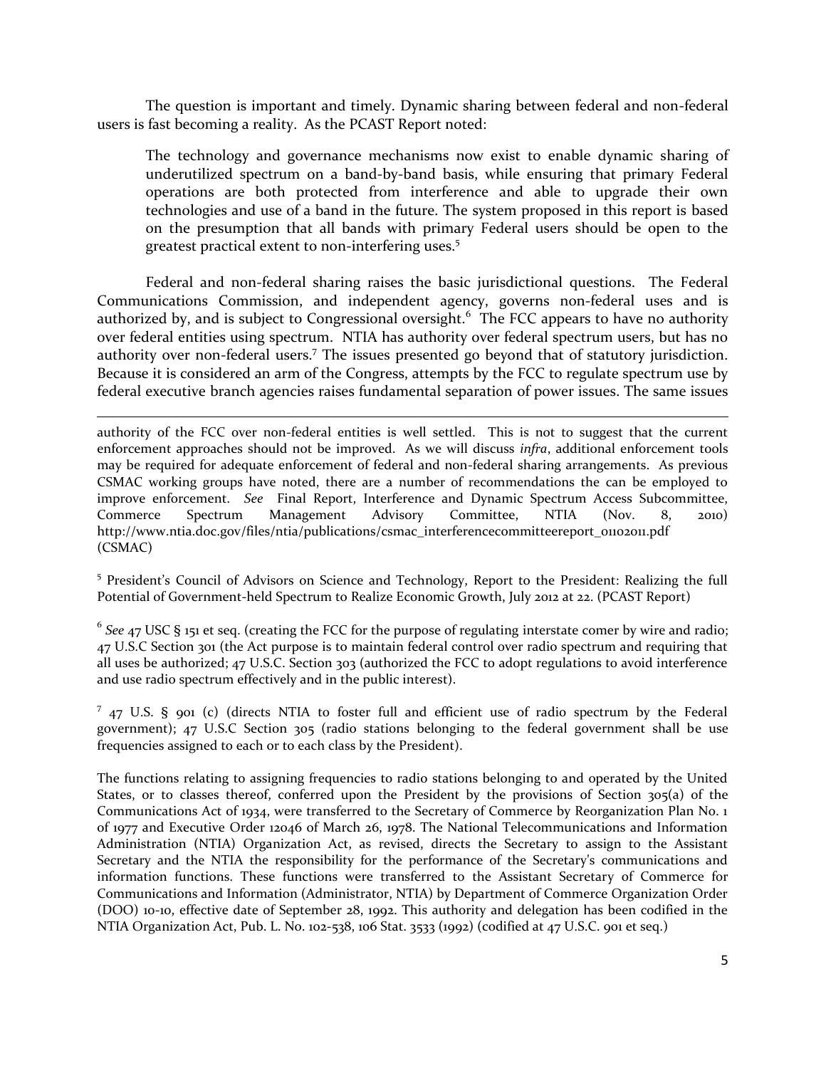The question is important and timely. Dynamic sharing between federal and non-federal users is fast becoming a reality. As the PCAST Report noted:

> The technology and governance mechanisms now exist to enable dynamic sharing of underutilized spectrum on a band-by-band basis, while ensuring that primary Federal operations are both protected from interference and able to upgrade their own technologies and use of a band in the future. The system proposed in this report is based on the presumption that all bands with primary Federal users should be open to the greatest practical extent to non-interfering uses.[5]

Federal and non-federal sharing raises the basic jurisdictional questions. The Federal Communications Commission, and independent agency, governs non-federal uses and is authorized by, and is subject to Congressional oversight.[6] The FCC appears to have no authority over federal entities using spectrum. NTIA has authority over federal spectrum users, but has no authority over non-federal users.[7] The issues presented go beyond that of statutory jurisdiction. Because it is considered an arm of the Congress, attempts by the FCC to regulate spectrum use by federal executive branch agencies raises fundamental separation of power issues. The same issues

---

authority of the FCC over non-federal entities is well settled. This is not to suggest that the current enforcement approaches should not be improved. As we will discuss *infra*, additional enforcement tools may be required for adequate enforcement of federal and non-federal sharing arrangements. As previous CSMAC working groups have noted, there are a number of recommendations the can be employed to improve enforcement. *See* Final Report, Interference and Dynamic Spectrum Access Subcommittee, Commerce Spectrum Management Advisory Committee, NTIA (Nov. 8, 2010) http://www.ntia.doc.gov/files/ntia/publications/csmac_interferencecommitteereport_01102011.pdf (CSMAC)

[5] President's Council of Advisors on Science and Technology, Report to the President: Realizing the full Potential of Government-held Spectrum to Realize Economic Growth, July 2012 at 22. (PCAST Report)

[6] *See* 47 USC § 151 et seq. (creating the FCC for the purpose of regulating interstate comer by wire and radio; 47 U.S.C Section 301 (the Act purpose is to maintain federal control over radio spectrum and requiring that all uses be authorized; 47 U.S.C. Section 303 (authorized the FCC to adopt regulations to avoid interference and use radio spectrum effectively and in the public interest).

[7] 47 U.S. § 901 (c) (directs NTIA to foster full and efficient use of radio spectrum by the Federal government); 47 U.S.C Section 305 (radio stations belonging to the federal government shall be use frequencies assigned to each or to each class by the President).

The functions relating to assigning frequencies to radio stations belonging to and operated by the United States, or to classes thereof, conferred upon the President by the provisions of Section 305(a) of the Communications Act of 1934, were transferred to the Secretary of Commerce by Reorganization Plan No. 1 of 1977 and Executive Order 12046 of March 26, 1978. The National Telecommunications and Information Administration (NTIA) Organization Act, as revised, directs the Secretary to assign to the Assistant Secretary and the NTIA the responsibility for the performance of the Secretary's communications and information functions. These functions were transferred to the Assistant Secretary of Commerce for Communications and Information (Administrator, NTIA) by Department of Commerce Organization Order (DOO) 10-10, effective date of September 28, 1992. This authority and delegation has been codified in the NTIA Organization Act, Pub. L. No. 102-538, 106 Stat. 3533 (1992) (codified at 47 U.S.C. 901 et seq.)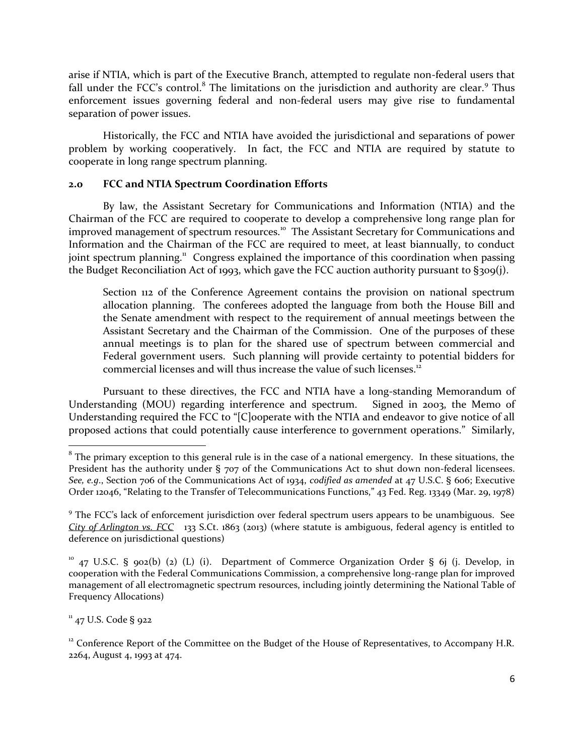arise if NTIA, which is part of the Executive Branch, attempted to regulate non-federal users that fall under the FCC's control.[8] The limitations on the jurisdiction and authority are clear.[9] Thus enforcement issues governing federal and non-federal users may give rise to fundamental separation of power issues.

Historically, the FCC and NTIA have avoided the jurisdictional and separations of power problem by working cooperatively. In fact, the FCC and NTIA are required by statute to cooperate in long range spectrum planning.

## 2.0 FCC and NTIA Spectrum Coordination Efforts

By law, the Assistant Secretary for Communications and Information (NTIA) and the Chairman of the FCC are required to cooperate to develop a comprehensive long range plan for improved management of spectrum resources.[10] The Assistant Secretary for Communications and Information and the Chairman of the FCC are required to meet, at least biannually, to conduct joint spectrum planning.[11] Congress explained the importance of this coordination when passing the Budget Reconciliation Act of 1993, which gave the FCC auction authority pursuant to §309(j).

> Section 112 of the Conference Agreement contains the provision on national spectrum allocation planning. The conferees adopted the language from both the House Bill and the Senate amendment with respect to the requirement of annual meetings between the Assistant Secretary and the Chairman of the Commission. One of the purposes of these annual meetings is to plan for the shared use of spectrum between commercial and Federal government users. Such planning will provide certainty to potential bidders for commercial licenses and will thus increase the value of such licenses.[12]

Pursuant to these directives, the FCC and NTIA have a long-standing Memorandum of Understanding (MOU) regarding interference and spectrum. Signed in 2003, the Memo of Understanding required the FCC to "[C]ooperate with the NTIA and endeavor to give notice of all proposed actions that could potentially cause interference to government operations." Similarly,

---

[8] The primary exception to this general rule is in the case of a national emergency. In these situations, the President has the authority under § 707 of the Communications Act to shut down non-federal licensees. *See, e.g*., Section 706 of the Communications Act of 1934, *codified as amended* at 47 U.S.C. § 606; Executive Order 12046, "Relating to the Transfer of Telecommunications Functions," 43 Fed. Reg. 13349 (Mar. 29, 1978)

[9] The FCC's lack of enforcement jurisdiction over federal spectrum users appears to be unambiguous. See *City of Arlington vs. FCC* 133 S.Ct. 1863 (2013) (where statute is ambiguous, federal agency is entitled to deference on jurisdictional questions)

[10] 47 U.S.C. § 902(b) (2) (L) (i). Department of Commerce Organization Order § 6j (j. Develop, in cooperation with the Federal Communications Commission, a comprehensive long-range plan for improved management of all electromagnetic spectrum resources, including jointly determining the National Table of Frequency Allocations)

[11] 47 U.S. Code § 922

[12] Conference Report of the Committee on the Budget of the House of Representatives, to Accompany H.R. 2264, August 4, 1993 at 474.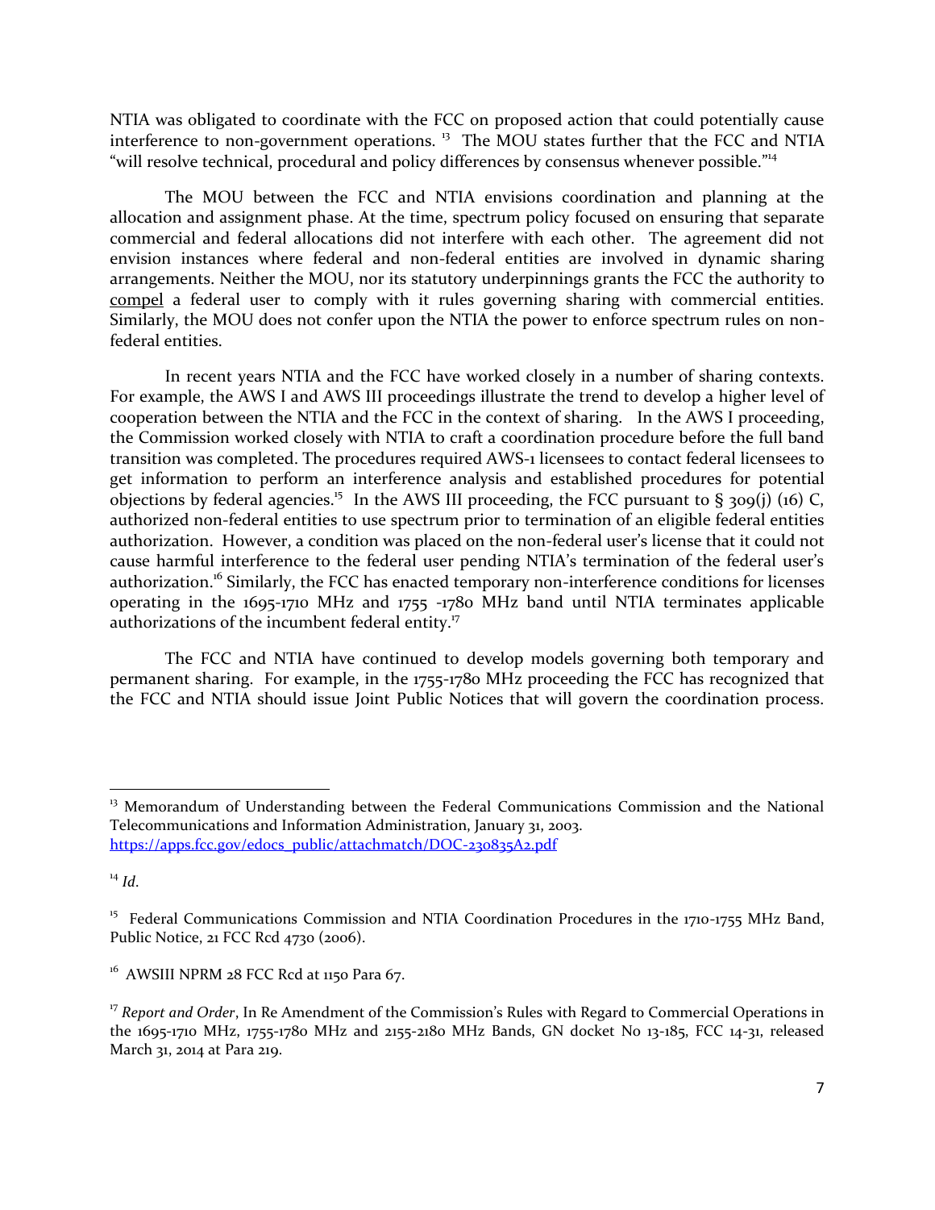NTIA was obligated to coordinate with the FCC on proposed action that could potentially cause interference to non-government operations. [13] The MOU states further that the FCC and NTIA "will resolve technical, procedural and policy differences by consensus whenever possible."[14]

The MOU between the FCC and NTIA envisions coordination and planning at the allocation and assignment phase. At the time, spectrum policy focused on ensuring that separate commercial and federal allocations did not interfere with each other. The agreement did not envision instances where federal and non-federal entities are involved in dynamic sharing arrangements. Neither the MOU, nor its statutory underpinnings grants the FCC the authority to <u>compel</u> a federal user to comply with it rules governing sharing with commercial entities. Similarly, the MOU does not confer upon the NTIA the power to enforce spectrum rules on non-federal entities.

In recent years NTIA and the FCC have worked closely in a number of sharing contexts. For example, the AWS I and AWS III proceedings illustrate the trend to develop a higher level of cooperation between the NTIA and the FCC in the context of sharing. In the AWS I proceeding, the Commission worked closely with NTIA to craft a coordination procedure before the full band transition was completed. The procedures required AWS-1 licensees to contact federal licensees to get information to perform an interference analysis and established procedures for potential objections by federal agencies.[15] In the AWS III proceeding, the FCC pursuant to § 309(j) (16) C, authorized non-federal entities to use spectrum prior to termination of an eligible federal entities authorization. However, a condition was placed on the non-federal user's license that it could not cause harmful interference to the federal user pending NTIA's termination of the federal user's authorization.[16] Similarly, the FCC has enacted temporary non-interference conditions for licenses operating in the 1695-1710 MHz and 1755 -1780 MHz band until NTIA terminates applicable authorizations of the incumbent federal entity.[17]

The FCC and NTIA have continued to develop models governing both temporary and permanent sharing. For example, in the 1755-1780 MHz proceeding the FCC has recognized that the FCC and NTIA should issue Joint Public Notices that will govern the coordination process.

---

[13] Memorandum of Understanding between the Federal Communications Commission and the National Telecommunications and Information Administration, January 31, 2003. [https://apps.fcc.gov/edocs_public/attachmatch/DOC-230835A2.pdf](https://apps.fcc.gov/edocs_public/attachmatch/DOC-230835A2.pdf)

[14] *Id.*

[15] Federal Communications Commission and NTIA Coordination Procedures in the 1710-1755 MHz Band, Public Notice, 21 FCC Rcd 4730 (2006).

[16] AWSIII NPRM 28 FCC Rcd at 1150 Para 67.

[17] *Report and Order*, In Re Amendment of the Commission's Rules with Regard to Commercial Operations in the 1695-1710 MHz, 1755-1780 MHz and 2155-2180 MHz Bands, GN docket No 13-185, FCC 14-31, released March 31, 2014 at Para 219.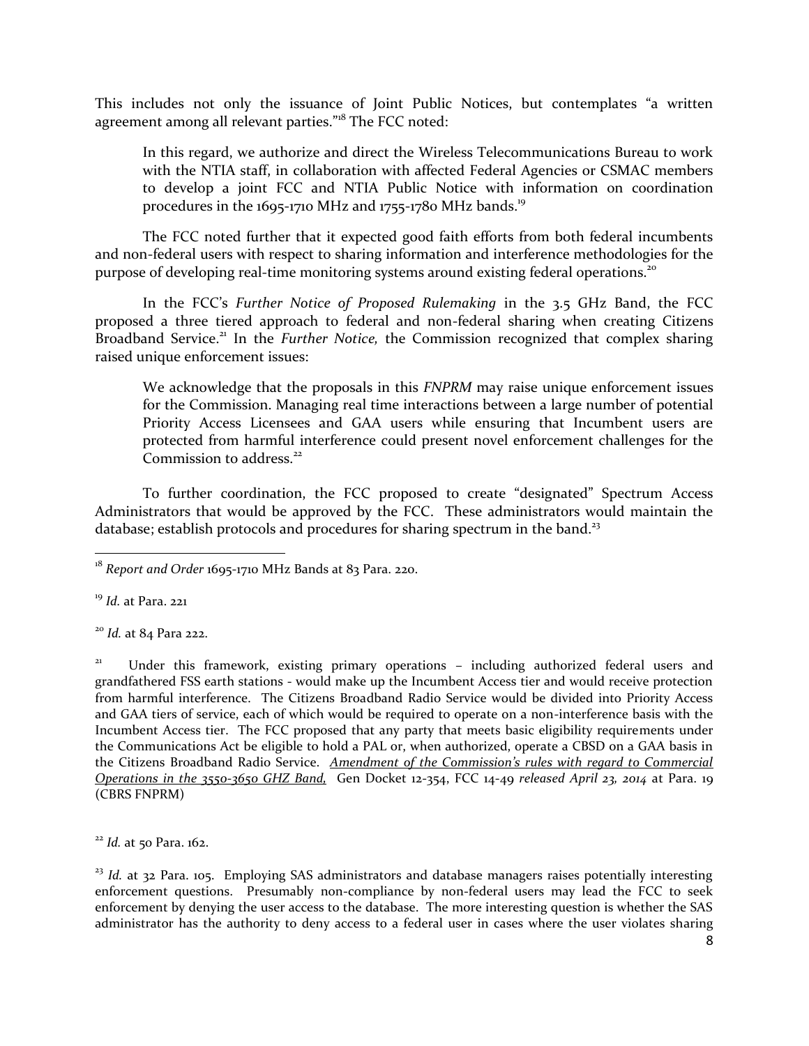This includes not only the issuance of Joint Public Notices, but contemplates "a written agreement among all relevant parties."[18] The FCC noted:

> In this regard, we authorize and direct the Wireless Telecommunications Bureau to work with the NTIA staff, in collaboration with affected Federal Agencies or CSMAC members to develop a joint FCC and NTIA Public Notice with information on coordination procedures in the 1695-1710 MHz and 1755-1780 MHz bands.[19]

The FCC noted further that it expected good faith efforts from both federal incumbents and non-federal users with respect to sharing information and interference methodologies for the purpose of developing real-time monitoring systems around existing federal operations.[20]

In the FCC's *Further Notice of Proposed Rulemaking* in the 3.5 GHz Band, the FCC proposed a three tiered approach to federal and non-federal sharing when creating Citizens Broadband Service.[21] In the *Further Notice,* the Commission recognized that complex sharing raised unique enforcement issues:

> We acknowledge that the proposals in this *FNPRM* may raise unique enforcement issues for the Commission. Managing real time interactions between a large number of potential Priority Access Licensees and GAA users while ensuring that Incumbent users are protected from harmful interference could present novel enforcement challenges for the Commission to address.[22]

To further coordination, the FCC proposed to create "designated" Spectrum Access Administrators that would be approved by the FCC. These administrators would maintain the database; establish protocols and procedures for sharing spectrum in the band.[23]

---

[18] *Report and Order* 1695-1710 MHz Bands at 83 Para. 220.

[19] *Id.* at Para. 221

[20] *Id.* at 84 Para 222.

[21] Under this framework, existing primary operations – including authorized federal users and grandfathered FSS earth stations - would make up the Incumbent Access tier and would receive protection from harmful interference. The Citizens Broadband Radio Service would be divided into Priority Access and GAA tiers of service, each of which would be required to operate on a non-interference basis with the Incumbent Access tier. The FCC proposed that any party that meets basic eligibility requirements under the Communications Act be eligible to hold a PAL or, when authorized, operate a CBSD on a GAA basis in the Citizens Broadband Radio Service. *Amendment of the Commission's rules with regard to Commercial Operations in the 3550-3650 GHZ Band,* Gen Docket 12-354, FCC 14-49 *released April 23, 2014* at Para. 19 (CBRS FNPRM)

[22] *Id.* at 50 Para. 162.

[23] *Id.* at 32 Para. 105. Employing SAS administrators and database managers raises potentially interesting enforcement questions. Presumably non-compliance by non-federal users may lead the FCC to seek enforcement by denying the user access to the database. The more interesting question is whether the SAS administrator has the authority to deny access to a federal user in cases where the user violates sharing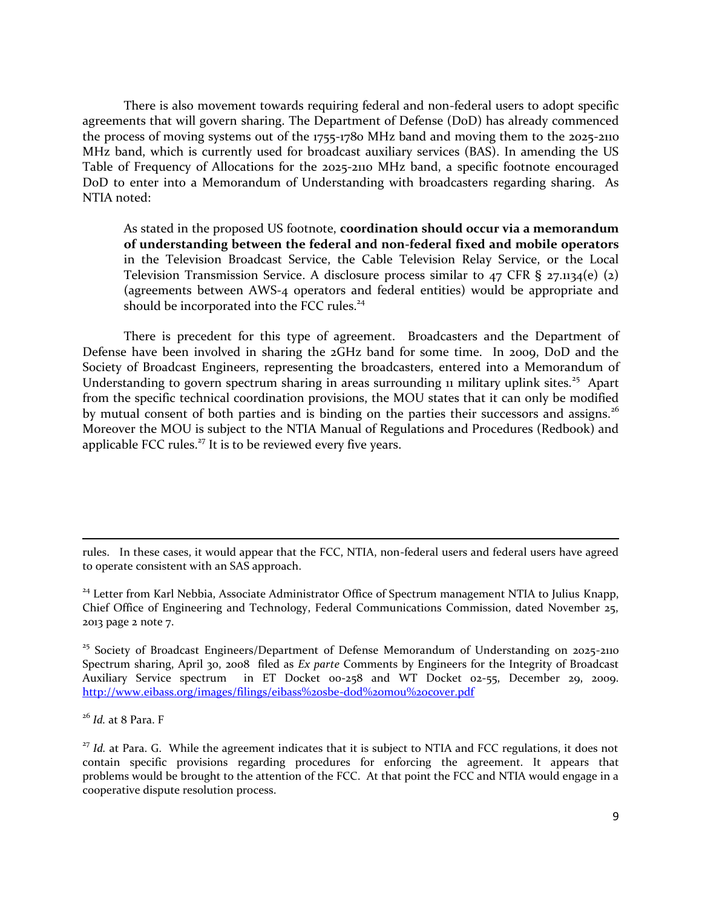There is also movement towards requiring federal and non-federal users to adopt specific agreements that will govern sharing. The Department of Defense (DoD) has already commenced the process of moving systems out of the 1755-1780 MHz band and moving them to the 2025-2110 MHz band, which is currently used for broadcast auxiliary services (BAS). In amending the US Table of Frequency of Allocations for the 2025-2110 MHz band, a specific footnote encouraged DoD to enter into a Memorandum of Understanding with broadcasters regarding sharing. As NTIA noted:

> As stated in the proposed US footnote, **coordination should occur via a memorandum of understanding between the federal and non-federal fixed and mobile operators** in the Television Broadcast Service, the Cable Television Relay Service, or the Local Television Transmission Service. A disclosure process similar to 47 CFR § 27.1134(e) (2) (agreements between AWS-4 operators and federal entities) would be appropriate and should be incorporated into the FCC rules.[24]

There is precedent for this type of agreement. Broadcasters and the Department of Defense have been involved in sharing the 2GHz band for some time. In 2009, DoD and the Society of Broadcast Engineers, representing the broadcasters, entered into a Memorandum of Understanding to govern spectrum sharing in areas surrounding 11 military uplink sites.[25] Apart from the specific technical coordination provisions, the MOU states that it can only be modified by mutual consent of both parties and is binding on the parties their successors and assigns.[26] Moreover the MOU is subject to the NTIA Manual of Regulations and Procedures (Redbook) and applicable FCC rules.[27] It is to be reviewed every five years.

---

rules. In these cases, it would appear that the FCC, NTIA, non-federal users and federal users have agreed to operate consistent with an SAS approach.

[24] Letter from Karl Nebbia, Associate Administrator Office of Spectrum management NTIA to Julius Knapp, Chief Office of Engineering and Technology, Federal Communications Commission, dated November 25, 2013 page 2 note 7.

[25] Society of Broadcast Engineers/Department of Defense Memorandum of Understanding on 2025-2110 Spectrum sharing, April 30, 2008 filed as *Ex parte* Comments by Engineers for the Integrity of Broadcast Auxiliary Service spectrum in ET Docket 00-258 and WT Docket 02-55, December 29, 2009. http://www.eibass.org/images/filings/eibass%20sbe-dod%20mou%20cover.pdf

[26] *Id.* at 8 Para. F

[27] *Id.* at Para. G. While the agreement indicates that it is subject to NTIA and FCC regulations, it does not contain specific provisions regarding procedures for enforcing the agreement. It appears that problems would be brought to the attention of the FCC. At that point the FCC and NTIA would engage in a cooperative dispute resolution process.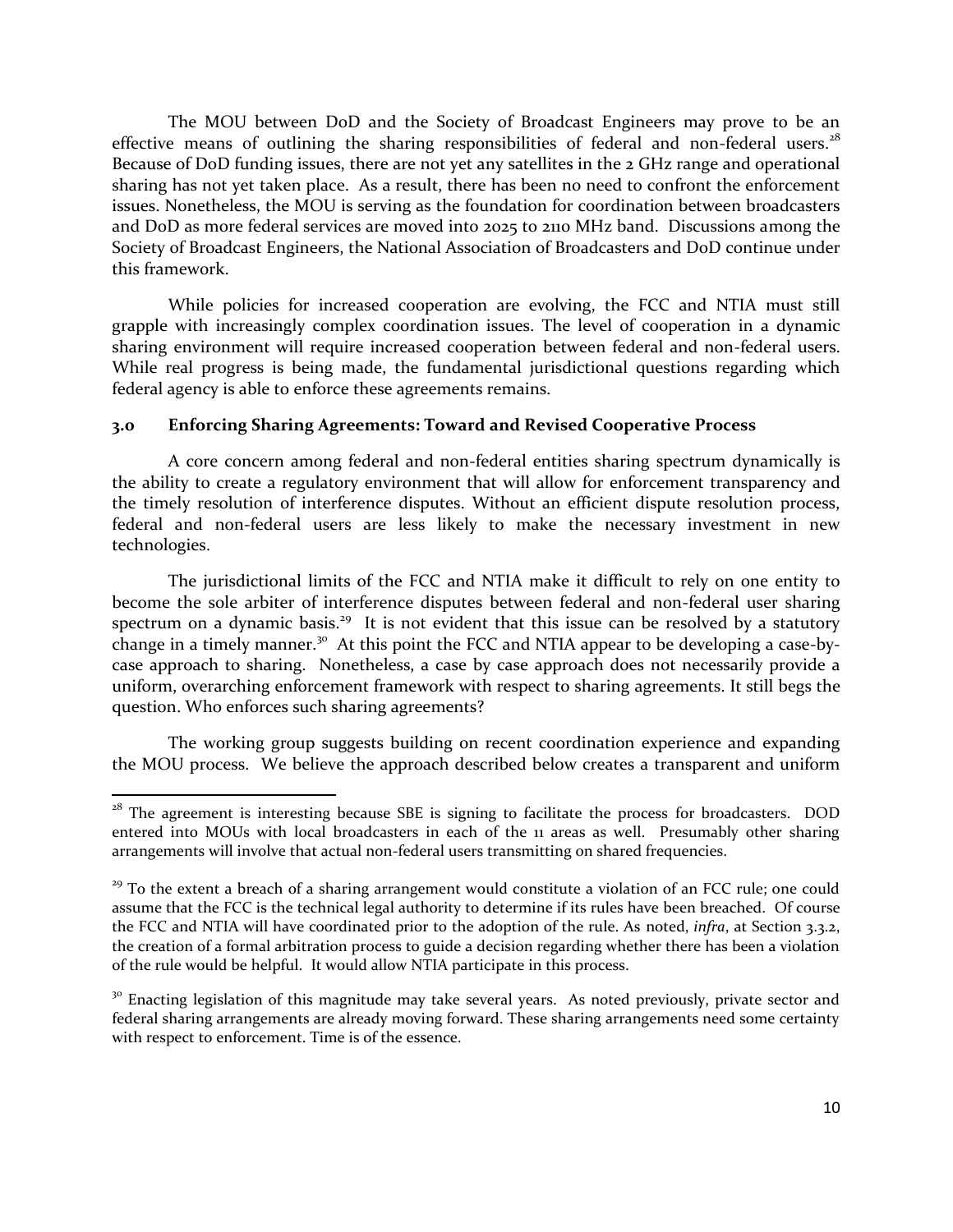The MOU between DoD and the Society of Broadcast Engineers may prove to be an effective means of outlining the sharing responsibilities of federal and non-federal users.[28] Because of DoD funding issues, there are not yet any satellites in the 2 GHz range and operational sharing has not yet taken place. As a result, there has been no need to confront the enforcement issues. Nonetheless, the MOU is serving as the foundation for coordination between broadcasters and DoD as more federal services are moved into 2025 to 2110 MHz band. Discussions among the Society of Broadcast Engineers, the National Association of Broadcasters and DoD continue under this framework.

While policies for increased cooperation are evolving, the FCC and NTIA must still grapple with increasingly complex coordination issues. The level of cooperation in a dynamic sharing environment will require increased cooperation between federal and non-federal users. While real progress is being made, the fundamental jurisdictional questions regarding which federal agency is able to enforce these agreements remains.

## 3.0 Enforcing Sharing Agreements: Toward and Revised Cooperative Process

A core concern among federal and non-federal entities sharing spectrum dynamically is the ability to create a regulatory environment that will allow for enforcement transparency and the timely resolution of interference disputes. Without an efficient dispute resolution process, federal and non-federal users are less likely to make the necessary investment in new technologies.

The jurisdictional limits of the FCC and NTIA make it difficult to rely on one entity to become the sole arbiter of interference disputes between federal and non-federal user sharing spectrum on a dynamic basis.[29] It is not evident that this issue can be resolved by a statutory change in a timely manner.[30] At this point the FCC and NTIA appear to be developing a case-by-case approach to sharing. Nonetheless, a case by case approach does not necessarily provide a uniform, overarching enforcement framework with respect to sharing agreements. It still begs the question. Who enforces such sharing agreements?

The working group suggests building on recent coordination experience and expanding the MOU process. We believe the approach described below creates a transparent and uniform

---

[28] The agreement is interesting because SBE is signing to facilitate the process for broadcasters. DOD entered into MOUs with local broadcasters in each of the 11 areas as well. Presumably other sharing arrangements will involve that actual non-federal users transmitting on shared frequencies.

[29] To the extent a breach of a sharing arrangement would constitute a violation of an FCC rule; one could assume that the FCC is the technical legal authority to determine if its rules have been breached. Of course the FCC and NTIA will have coordinated prior to the adoption of the rule. As noted, *infra*, at Section 3.3.2, the creation of a formal arbitration process to guide a decision regarding whether there has been a violation of the rule would be helpful. It would allow NTIA participate in this process.

[30] Enacting legislation of this magnitude may take several years. As noted previously, private sector and federal sharing arrangements are already moving forward. These sharing arrangements need some certainty with respect to enforcement. Time is of the essence.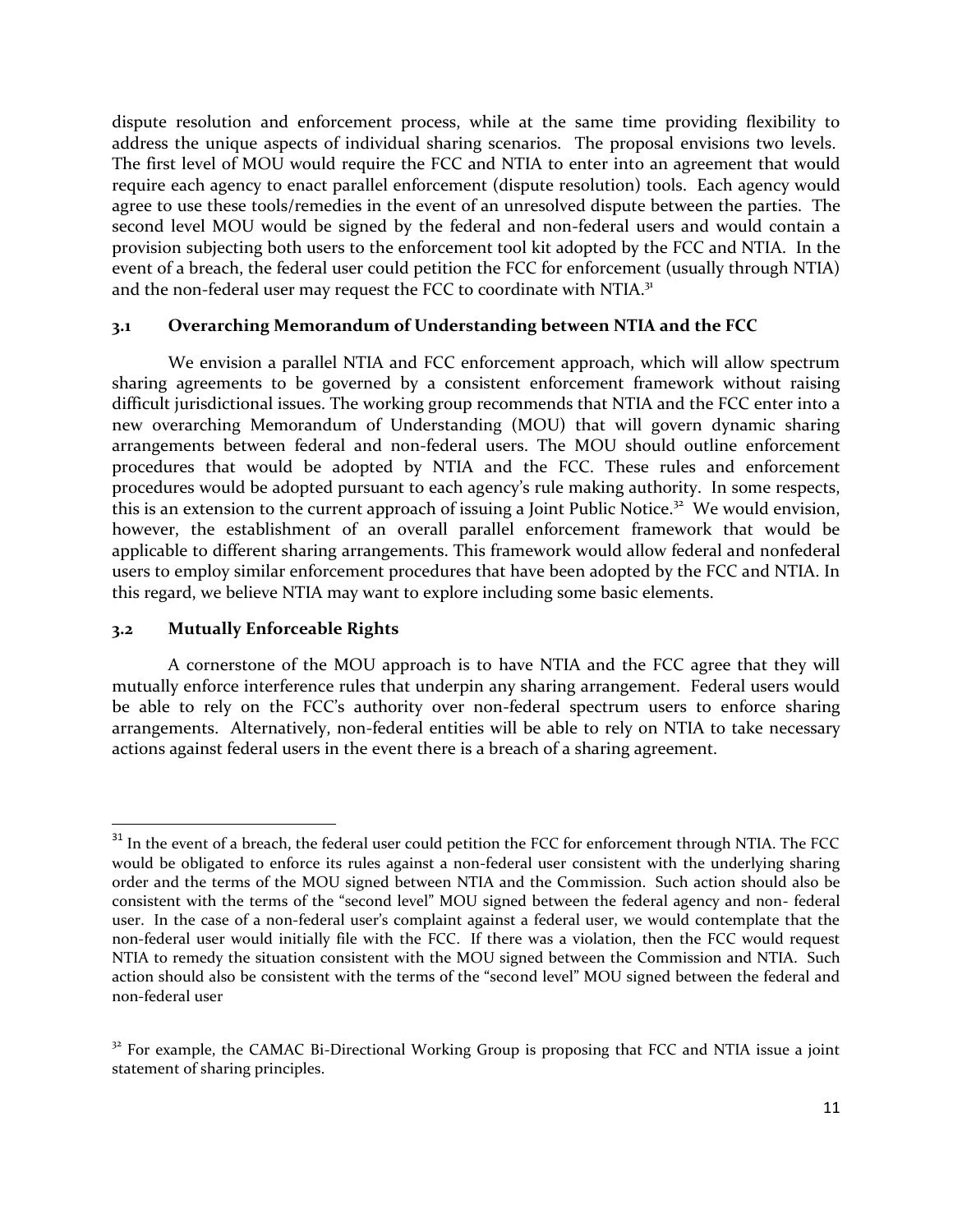dispute resolution and enforcement process, while at the same time providing flexibility to address the unique aspects of individual sharing scenarios. The proposal envisions two levels. The first level of MOU would require the FCC and NTIA to enter into an agreement that would require each agency to enact parallel enforcement (dispute resolution) tools. Each agency would agree to use these tools/remedies in the event of an unresolved dispute between the parties. The second level MOU would be signed by the federal and non-federal users and would contain a provision subjecting both users to the enforcement tool kit adopted by the FCC and NTIA. In the event of a breach, the federal user could petition the FCC for enforcement (usually through NTIA) and the non-federal user may request the FCC to coordinate with NTIA.[31]

### 3.1 Overarching Memorandum of Understanding between NTIA and the FCC

We envision a parallel NTIA and FCC enforcement approach, which will allow spectrum sharing agreements to be governed by a consistent enforcement framework without raising difficult jurisdictional issues. The working group recommends that NTIA and the FCC enter into a new overarching Memorandum of Understanding (MOU) that will govern dynamic sharing arrangements between federal and non-federal users. The MOU should outline enforcement procedures that would be adopted by NTIA and the FCC. These rules and enforcement procedures would be adopted pursuant to each agency's rule making authority. In some respects, this is an extension to the current approach of issuing a Joint Public Notice.[32] We would envision, however, the establishment of an overall parallel enforcement framework that would be applicable to different sharing arrangements. This framework would allow federal and nonfederal users to employ similar enforcement procedures that have been adopted by the FCC and NTIA. In this regard, we believe NTIA may want to explore including some basic elements.

### 3.2 Mutually Enforceable Rights

A cornerstone of the MOU approach is to have NTIA and the FCC agree that they will mutually enforce interference rules that underpin any sharing arrangement. Federal users would be able to rely on the FCC's authority over non-federal spectrum users to enforce sharing arrangements. Alternatively, non-federal entities will be able to rely on NTIA to take necessary actions against federal users in the event there is a breach of a sharing agreement.

---

[31] In the event of a breach, the federal user could petition the FCC for enforcement through NTIA. The FCC would be obligated to enforce its rules against a non-federal user consistent with the underlying sharing order and the terms of the MOU signed between NTIA and the Commission. Such action should also be consistent with the terms of the "second level" MOU signed between the federal agency and non- federal user. In the case of a non-federal user's complaint against a federal user, we would contemplate that the non-federal user would initially file with the FCC. If there was a violation, then the FCC would request NTIA to remedy the situation consistent with the MOU signed between the Commission and NTIA. Such action should also be consistent with the terms of the "second level" MOU signed between the federal and non-federal user

[32] For example, the CAMAC Bi-Directional Working Group is proposing that FCC and NTIA issue a joint statement of sharing principles.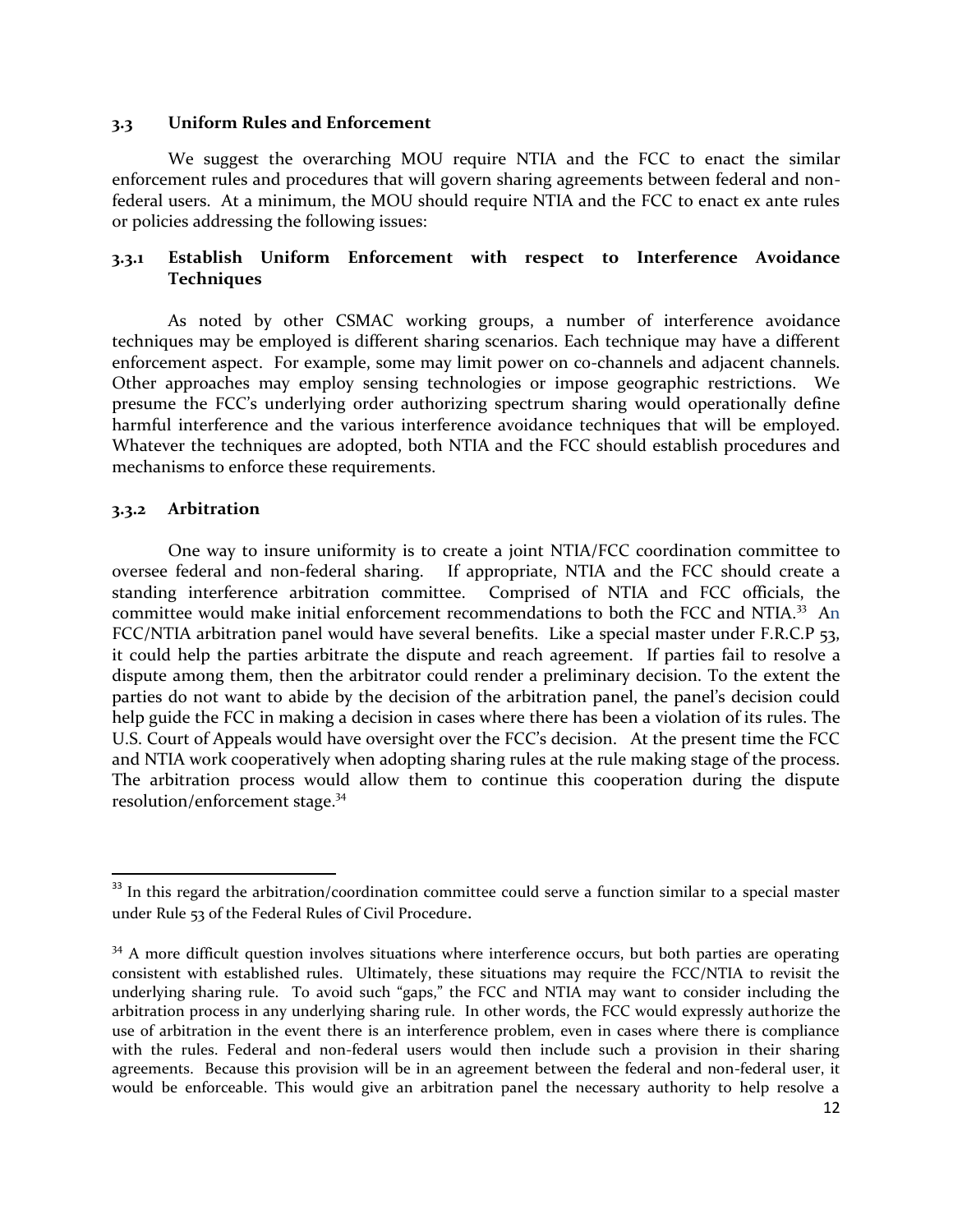### 3.3 Uniform Rules and Enforcement

We suggest the overarching MOU require NTIA and the FCC to enact the similar enforcement rules and procedures that will govern sharing agreements between federal and non-federal users. At a minimum, the MOU should require NTIA and the FCC to enact ex ante rules or policies addressing the following issues:

#### 3.3.1 Establish Uniform Enforcement with respect to Interference Avoidance Techniques

As noted by other CSMAC working groups, a number of interference avoidance techniques may be employed is different sharing scenarios. Each technique may have a different enforcement aspect. For example, some may limit power on co-channels and adjacent channels. Other approaches may employ sensing technologies or impose geographic restrictions. We presume the FCC's underlying order authorizing spectrum sharing would operationally define harmful interference and the various interference avoidance techniques that will be employed. Whatever the techniques are adopted, both NTIA and the FCC should establish procedures and mechanisms to enforce these requirements.

#### 3.3.2 Arbitration

One way to insure uniformity is to create a joint NTIA/FCC coordination committee to oversee federal and non-federal sharing. If appropriate, NTIA and the FCC should create a standing interference arbitration committee. Comprised of NTIA and FCC officials, the committee would make initial enforcement recommendations to both the FCC and NTIA.[33] An FCC/NTIA arbitration panel would have several benefits. Like a special master under F.R.C.P 53, it could help the parties arbitrate the dispute and reach agreement. If parties fail to resolve a dispute among them, then the arbitrator could render a preliminary decision. To the extent the parties do not want to abide by the decision of the arbitration panel, the panel's decision could help guide the FCC in making a decision in cases where there has been a violation of its rules. The U.S. Court of Appeals would have oversight over the FCC's decision. At the present time the FCC and NTIA work cooperatively when adopting sharing rules at the rule making stage of the process. The arbitration process would allow them to continue this cooperation during the dispute resolution/enforcement stage.[34]

---

[33] In this regard the arbitration/coordination committee could serve a function similar to a special master under Rule 53 of the Federal Rules of Civil Procedure.

[34] A more difficult question involves situations where interference occurs, but both parties are operating consistent with established rules. Ultimately, these situations may require the FCC/NTIA to revisit the underlying sharing rule. To avoid such "gaps," the FCC and NTIA may want to consider including the arbitration process in any underlying sharing rule. In other words, the FCC would expressly authorize the use of arbitration in the event there is an interference problem, even in cases where there is compliance with the rules. Federal and non-federal users would then include such a provision in their sharing agreements. Because this provision will be in an agreement between the federal and non-federal user, it would be enforceable. This would give an arbitration panel the necessary authority to help resolve a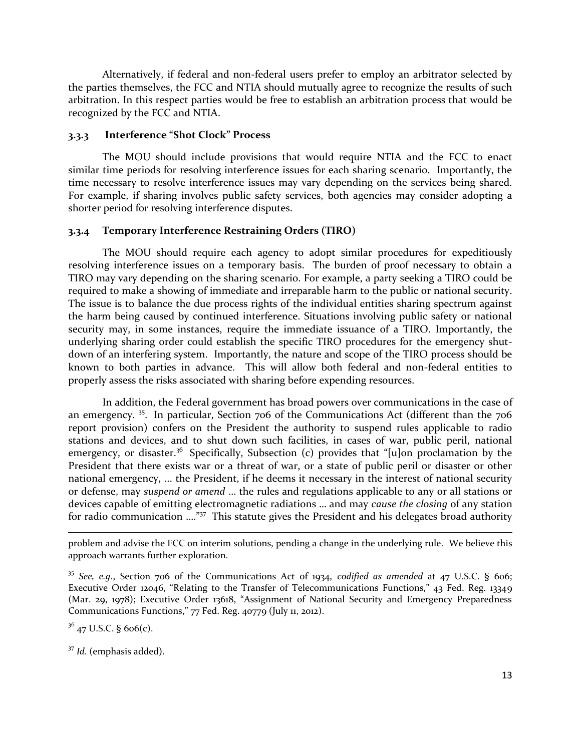Alternatively, if federal and non-federal users prefer to employ an arbitrator selected by the parties themselves, the FCC and NTIA should mutually agree to recognize the results of such arbitration. In this respect parties would be free to establish an arbitration process that would be recognized by the FCC and NTIA.

### 3.3.3 Interference "Shot Clock" Process

The MOU should include provisions that would require NTIA and the FCC to enact similar time periods for resolving interference issues for each sharing scenario. Importantly, the time necessary to resolve interference issues may vary depending on the services being shared. For example, if sharing involves public safety services, both agencies may consider adopting a shorter period for resolving interference disputes.

### 3.3.4 Temporary Interference Restraining Orders (TIRO)

The MOU should require each agency to adopt similar procedures for expeditiously resolving interference issues on a temporary basis. The burden of proof necessary to obtain a TIRO may vary depending on the sharing scenario. For example, a party seeking a TIRO could be required to make a showing of immediate and irreparable harm to the public or national security. The issue is to balance the due process rights of the individual entities sharing spectrum against the harm being caused by continued interference. Situations involving public safety or national security may, in some instances, require the immediate issuance of a TIRO. Importantly, the underlying sharing order could establish the specific TIRO procedures for the emergency shut-down of an interfering system. Importantly, the nature and scope of the TIRO process should be known to both parties in advance. This will allow both federal and non-federal entities to properly assess the risks associated with sharing before expending resources.

In addition, the Federal government has broad powers over communications in the case of an emergency. [35]. In particular, Section 706 of the Communications Act (different than the 706 report provision) confers on the President the authority to suspend rules applicable to radio stations and devices, and to shut down such facilities, in cases of war, public peril, national emergency, or disaster.[36] Specifically, Subsection (c) provides that "[u]pon proclamation by the President that there exists war or a threat of war, or a state of public peril or disaster or other national emergency, … the President, if he deems it necessary in the interest of national security or defense, may *suspend or amend* … the rules and regulations applicable to any or all stations or devices capable of emitting electromagnetic radiations … and may *cause the closing* of any station for radio communication …."[37] This statute gives the President and his delegates broad authority

---

problem and advise the FCC on interim solutions, pending a change in the underlying rule. We believe this approach warrants further exploration.

[35] *See, e.g.*, Section 706 of the Communications Act of 1934, *codified as amended* at 47 U.S.C. § 606; Executive Order 12046, "Relating to the Transfer of Telecommunications Functions," 43 Fed. Reg. 13349 (Mar. 29, 1978); Executive Order 13618, "Assignment of National Security and Emergency Preparedness Communications Functions," 77 Fed. Reg. 40779 (July 11, 2012).

[36] 47 U.S.C. § 606(c).

[37] *Id.* (emphasis added).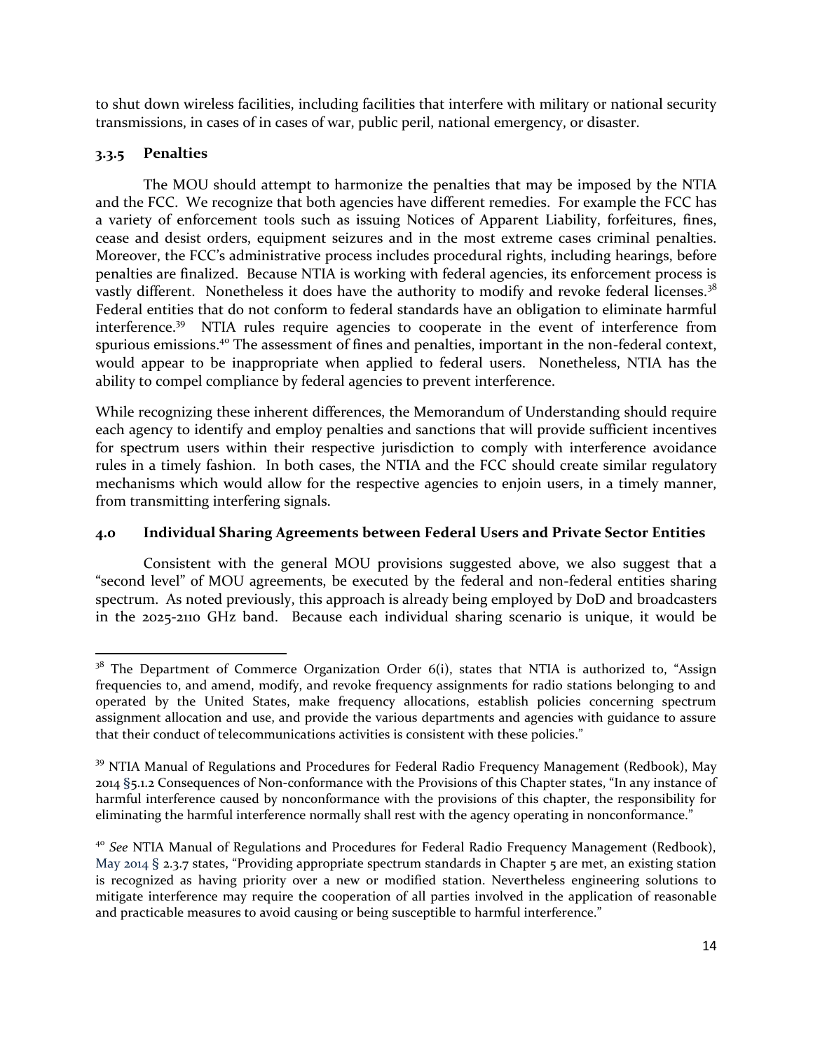to shut down wireless facilities, including facilities that interfere with military or national security transmissions, in cases of in cases of war, public peril, national emergency, or disaster.

### 3.3.5 Penalties

The MOU should attempt to harmonize the penalties that may be imposed by the NTIA and the FCC. We recognize that both agencies have different remedies. For example the FCC has a variety of enforcement tools such as issuing Notices of Apparent Liability, forfeitures, fines, cease and desist orders, equipment seizures and in the most extreme cases criminal penalties. Moreover, the FCC's administrative process includes procedural rights, including hearings, before penalties are finalized. Because NTIA is working with federal agencies, its enforcement process is vastly different. Nonetheless it does have the authority to modify and revoke federal licenses.[38] Federal entities that do not conform to federal standards have an obligation to eliminate harmful interference.[39] NTIA rules require agencies to cooperate in the event of interference from spurious emissions.[40] The assessment of fines and penalties, important in the non-federal context, would appear to be inappropriate when applied to federal users. Nonetheless, NTIA has the ability to compel compliance by federal agencies to prevent interference.

While recognizing these inherent differences, the Memorandum of Understanding should require each agency to identify and employ penalties and sanctions that will provide sufficient incentives for spectrum users within their respective jurisdiction to comply with interference avoidance rules in a timely fashion. In both cases, the NTIA and the FCC should create similar regulatory mechanisms which would allow for the respective agencies to enjoin users, in a timely manner, from transmitting interfering signals.

## 4.0 Individual Sharing Agreements between Federal Users and Private Sector Entities

Consistent with the general MOU provisions suggested above, we also suggest that a "second level" of MOU agreements, be executed by the federal and non-federal entities sharing spectrum. As noted previously, this approach is already being employed by DoD and broadcasters in the 2025-2110 GHz band. Because each individual sharing scenario is unique, it would be

---

[38] The Department of Commerce Organization Order 6(i), states that NTIA is authorized to, "Assign frequencies to, and amend, modify, and revoke frequency assignments for radio stations belonging to and operated by the United States, make frequency allocations, establish policies concerning spectrum assignment allocation and use, and provide the various departments and agencies with guidance to assure that their conduct of telecommunications activities is consistent with these policies."

[39] NTIA Manual of Regulations and Procedures for Federal Radio Frequency Management (Redbook), May 2014 §5.1.2 Consequences of Non-conformance with the Provisions of this Chapter states, "In any instance of harmful interference caused by nonconformance with the provisions of this chapter, the responsibility for eliminating the harmful interference normally shall rest with the agency operating in nonconformance."

[40] *See* NTIA Manual of Regulations and Procedures for Federal Radio Frequency Management (Redbook), May 2014 § 2.3.7 states, "Providing appropriate spectrum standards in Chapter 5 are met, an existing station is recognized as having priority over a new or modified station. Nevertheless engineering solutions to mitigate interference may require the cooperation of all parties involved in the application of reasonable and practicable measures to avoid causing or being susceptible to harmful interference."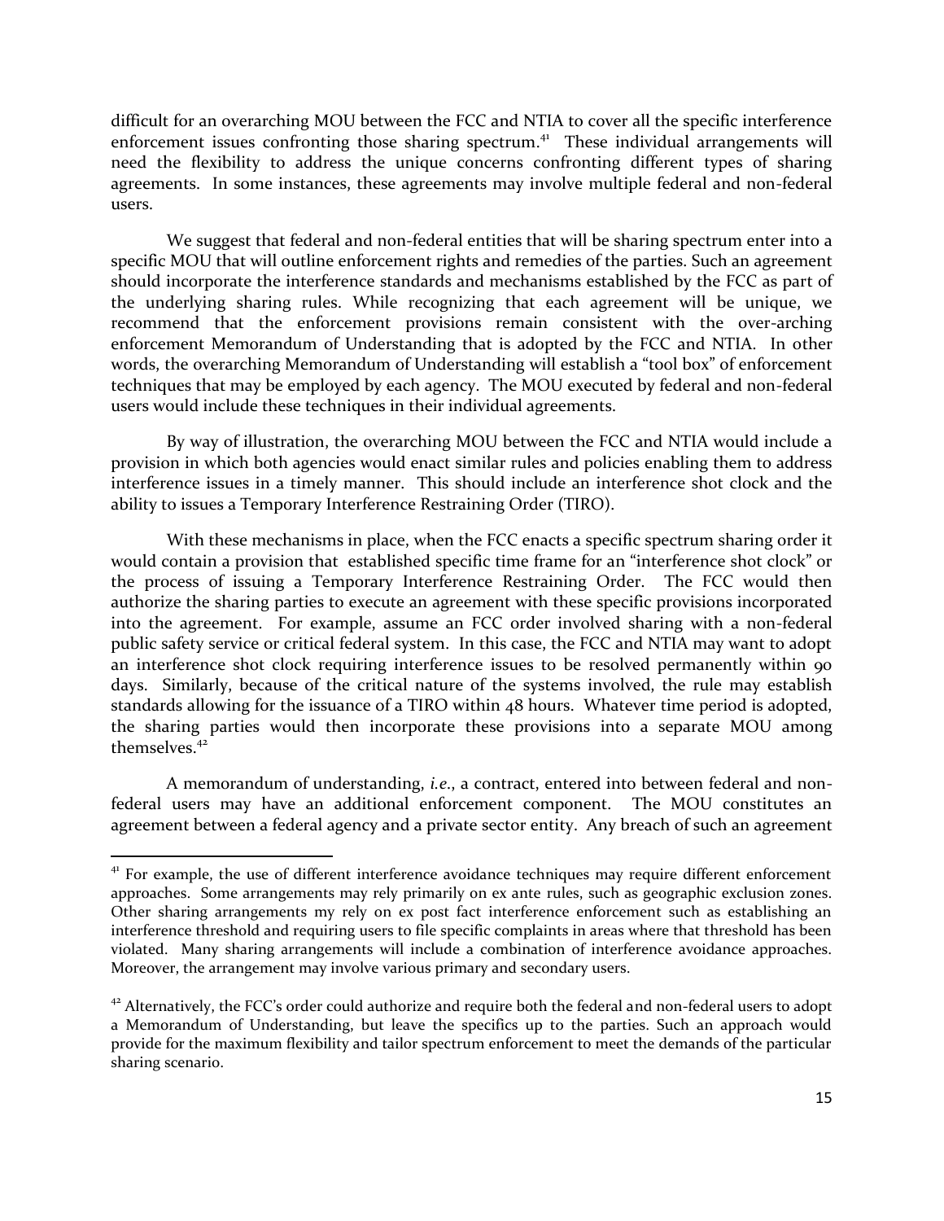difficult for an overarching MOU between the FCC and NTIA to cover all the specific interference enforcement issues confronting those sharing spectrum.[41] These individual arrangements will need the flexibility to address the unique concerns confronting different types of sharing agreements. In some instances, these agreements may involve multiple federal and non-federal users.

We suggest that federal and non-federal entities that will be sharing spectrum enter into a specific MOU that will outline enforcement rights and remedies of the parties. Such an agreement should incorporate the interference standards and mechanisms established by the FCC as part of the underlying sharing rules. While recognizing that each agreement will be unique, we recommend that the enforcement provisions remain consistent with the over-arching enforcement Memorandum of Understanding that is adopted by the FCC and NTIA. In other words, the overarching Memorandum of Understanding will establish a "tool box" of enforcement techniques that may be employed by each agency. The MOU executed by federal and non-federal users would include these techniques in their individual agreements.

By way of illustration, the overarching MOU between the FCC and NTIA would include a provision in which both agencies would enact similar rules and policies enabling them to address interference issues in a timely manner. This should include an interference shot clock and the ability to issues a Temporary Interference Restraining Order (TIRO).

With these mechanisms in place, when the FCC enacts a specific spectrum sharing order it would contain a provision that established specific time frame for an "interference shot clock" or the process of issuing a Temporary Interference Restraining Order. The FCC would then authorize the sharing parties to execute an agreement with these specific provisions incorporated into the agreement. For example, assume an FCC order involved sharing with a non-federal public safety service or critical federal system. In this case, the FCC and NTIA may want to adopt an interference shot clock requiring interference issues to be resolved permanently within 90 days. Similarly, because of the critical nature of the systems involved, the rule may establish standards allowing for the issuance of a TIRO within 48 hours. Whatever time period is adopted, the sharing parties would then incorporate these provisions into a separate MOU among themselves.[42]

A memorandum of understanding, *i.e.*, a contract, entered into between federal and non-federal users may have an additional enforcement component. The MOU constitutes an agreement between a federal agency and a private sector entity. Any breach of such an agreement

---

[41] For example, the use of different interference avoidance techniques may require different enforcement approaches. Some arrangements may rely primarily on ex ante rules, such as geographic exclusion zones. Other sharing arrangements my rely on ex post fact interference enforcement such as establishing an interference threshold and requiring users to file specific complaints in areas where that threshold has been violated. Many sharing arrangements will include a combination of interference avoidance approaches. Moreover, the arrangement may involve various primary and secondary users.

[42] Alternatively, the FCC's order could authorize and require both the federal and non-federal users to adopt a Memorandum of Understanding, but leave the specifics up to the parties. Such an approach would provide for the maximum flexibility and tailor spectrum enforcement to meet the demands of the particular sharing scenario.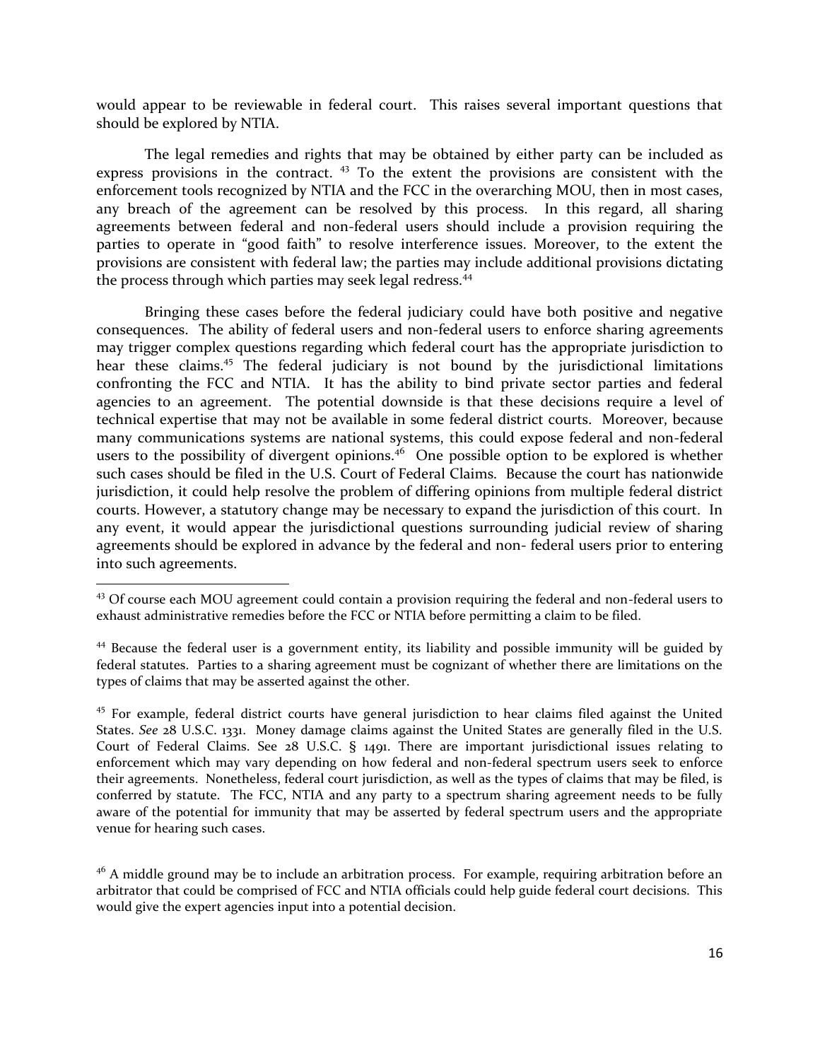would appear to be reviewable in federal court. This raises several important questions that should be explored by NTIA.

The legal remedies and rights that may be obtained by either party can be included as express provisions in the contract. [43] To the extent the provisions are consistent with the enforcement tools recognized by NTIA and the FCC in the overarching MOU, then in most cases, any breach of the agreement can be resolved by this process. In this regard, all sharing agreements between federal and non-federal users should include a provision requiring the parties to operate in "good faith" to resolve interference issues. Moreover, to the extent the provisions are consistent with federal law; the parties may include additional provisions dictating the process through which parties may seek legal redress.[44]

Bringing these cases before the federal judiciary could have both positive and negative consequences. The ability of federal users and non-federal users to enforce sharing agreements may trigger complex questions regarding which federal court has the appropriate jurisdiction to hear these claims.[45] The federal judiciary is not bound by the jurisdictional limitations confronting the FCC and NTIA. It has the ability to bind private sector parties and federal agencies to an agreement. The potential downside is that these decisions require a level of technical expertise that may not be available in some federal district courts. Moreover, because many communications systems are national systems, this could expose federal and non-federal users to the possibility of divergent opinions.[46] One possible option to be explored is whether such cases should be filed in the U.S. Court of Federal Claims. Because the court has nationwide jurisdiction, it could help resolve the problem of differing opinions from multiple federal district courts. However, a statutory change may be necessary to expand the jurisdiction of this court. In any event, it would appear the jurisdictional questions surrounding judicial review of sharing agreements should be explored in advance by the federal and non- federal users prior to entering into such agreements.

---

[43] Of course each MOU agreement could contain a provision requiring the federal and non-federal users to exhaust administrative remedies before the FCC or NTIA before permitting a claim to be filed.

[44] Because the federal user is a government entity, its liability and possible immunity will be guided by federal statutes. Parties to a sharing agreement must be cognizant of whether there are limitations on the types of claims that may be asserted against the other.

[45] For example, federal district courts have general jurisdiction to hear claims filed against the United States. *See* 28 U.S.C. 1331. Money damage claims against the United States are generally filed in the U.S. Court of Federal Claims. See 28 U.S.C. § 1491. There are important jurisdictional issues relating to enforcement which may vary depending on how federal and non-federal spectrum users seek to enforce their agreements. Nonetheless, federal court jurisdiction, as well as the types of claims that may be filed, is conferred by statute. The FCC, NTIA and any party to a spectrum sharing agreement needs to be fully aware of the potential for immunity that may be asserted by federal spectrum users and the appropriate venue for hearing such cases.

[46] A middle ground may be to include an arbitration process. For example, requiring arbitration before an arbitrator that could be comprised of FCC and NTIA officials could help guide federal court decisions. This would give the expert agencies input into a potential decision.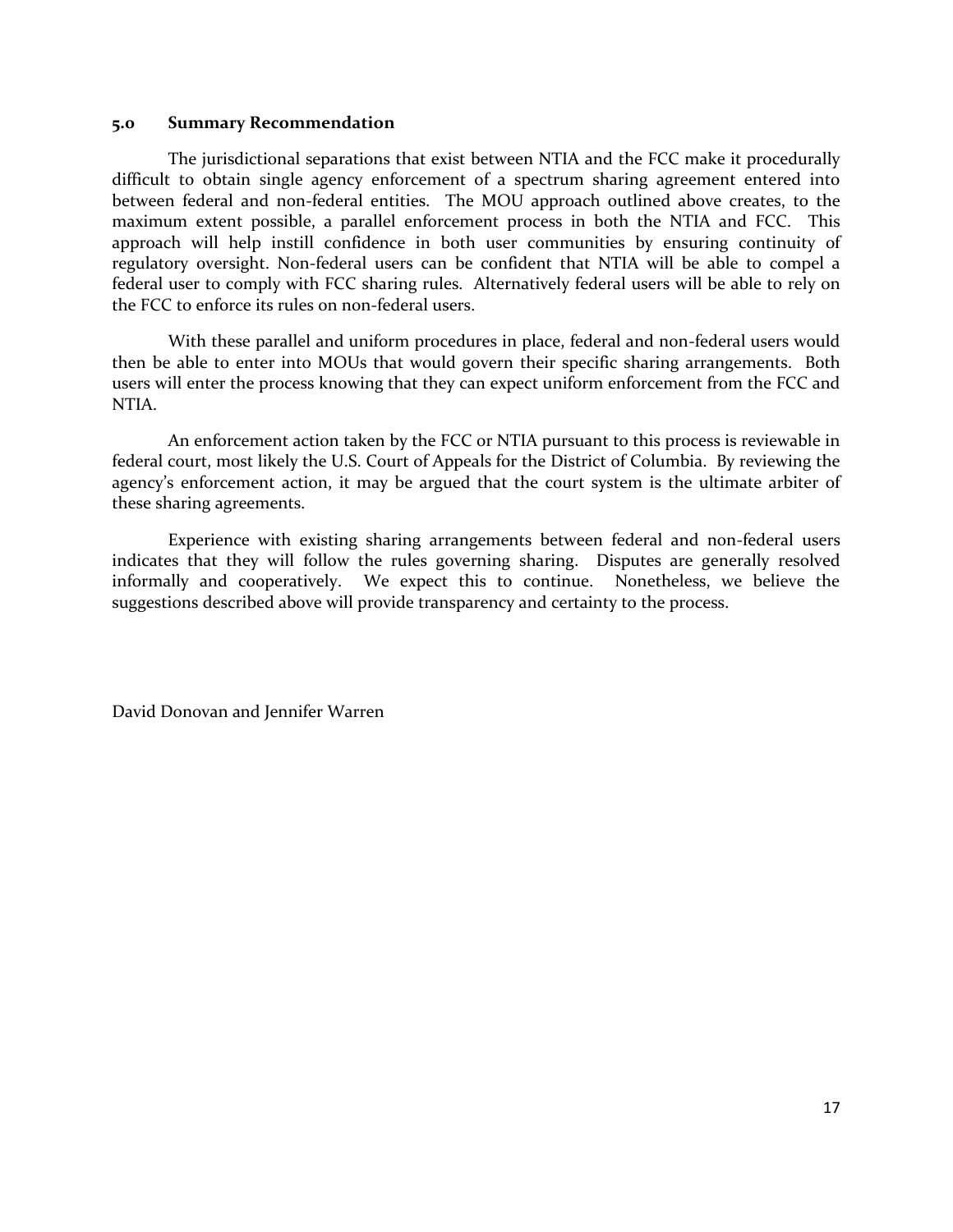## 5.0 Summary Recommendation

The jurisdictional separations that exist between NTIA and the FCC make it procedurally difficult to obtain single agency enforcement of a spectrum sharing agreement entered into between federal and non-federal entities. The MOU approach outlined above creates, to the maximum extent possible, a parallel enforcement process in both the NTIA and FCC. This approach will help instill confidence in both user communities by ensuring continuity of regulatory oversight. Non-federal users can be confident that NTIA will be able to compel a federal user to comply with FCC sharing rules. Alternatively federal users will be able to rely on the FCC to enforce its rules on non-federal users.

With these parallel and uniform procedures in place, federal and non-federal users would then be able to enter into MOUs that would govern their specific sharing arrangements. Both users will enter the process knowing that they can expect uniform enforcement from the FCC and NTIA.

An enforcement action taken by the FCC or NTIA pursuant to this process is reviewable in federal court, most likely the U.S. Court of Appeals for the District of Columbia. By reviewing the agency's enforcement action, it may be argued that the court system is the ultimate arbiter of these sharing agreements.

Experience with existing sharing arrangements between federal and non-federal users indicates that they will follow the rules governing sharing. Disputes are generally resolved informally and cooperatively. We expect this to continue. Nonetheless, we believe the suggestions described above will provide transparency and certainty to the process.

David Donovan and Jennifer Warren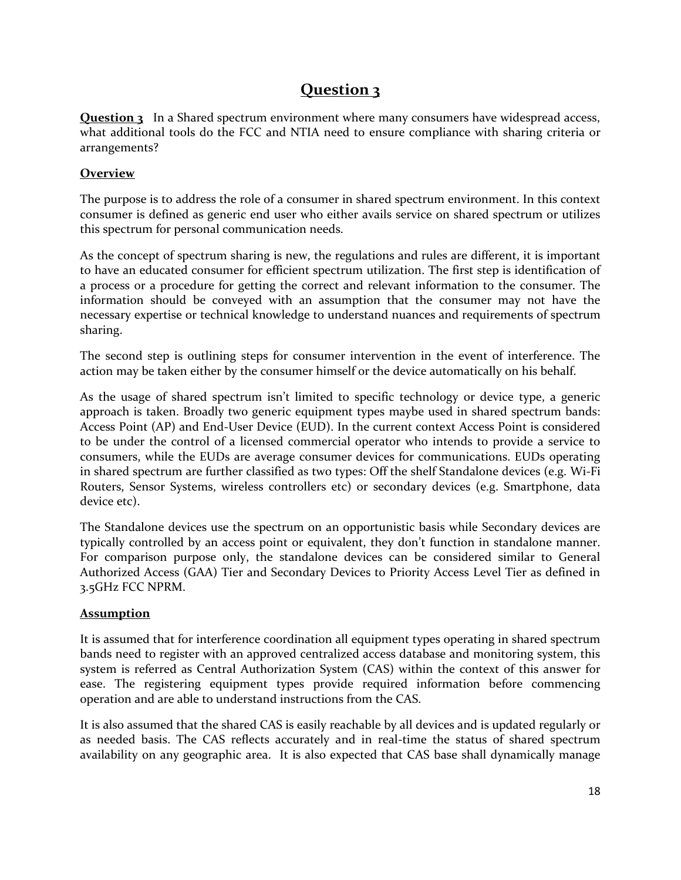# Question 3

**Question 3** In a Shared spectrum environment where many consumers have widespread access, what additional tools do the FCC and NTIA need to ensure compliance with sharing criteria or arrangements?

**Overview**

The purpose is to address the role of a consumer in shared spectrum environment. In this context consumer is defined as generic end user who either avails service on shared spectrum or utilizes this spectrum for personal communication needs.

As the concept of spectrum sharing is new, the regulations and rules are different, it is important to have an educated consumer for efficient spectrum utilization. The first step is identification of a process or a procedure for getting the correct and relevant information to the consumer. The information should be conveyed with an assumption that the consumer may not have the necessary expertise or technical knowledge to understand nuances and requirements of spectrum sharing.

The second step is outlining steps for consumer intervention in the event of interference. The action may be taken either by the consumer himself or the device automatically on his behalf.

As the usage of shared spectrum isn't limited to specific technology or device type, a generic approach is taken. Broadly two generic equipment types maybe used in shared spectrum bands: Access Point (AP) and End-User Device (EUD). In the current context Access Point is considered to be under the control of a licensed commercial operator who intends to provide a service to consumers, while the EUDs are average consumer devices for communications. EUDs operating in shared spectrum are further classified as two types: Off the shelf Standalone devices (e.g. Wi-Fi Routers, Sensor Systems, wireless controllers etc) or secondary devices (e.g. Smartphone, data device etc).

The Standalone devices use the spectrum on an opportunistic basis while Secondary devices are typically controlled by an access point or equivalent, they don't function in standalone manner. For comparison purpose only, the standalone devices can be considered similar to General Authorized Access (GAA) Tier and Secondary Devices to Priority Access Level Tier as defined in 3.5GHz FCC NPRM.

**Assumption**

It is assumed that for interference coordination all equipment types operating in shared spectrum bands need to register with an approved centralized access database and monitoring system, this system is referred as Central Authorization System (CAS) within the context of this answer for ease. The registering equipment types provide required information before commencing operation and are able to understand instructions from the CAS.

It is also assumed that the shared CAS is easily reachable by all devices and is updated regularly or as needed basis. The CAS reflects accurately and in real-time the status of shared spectrum availability on any geographic area. It is also expected that CAS base shall dynamically manage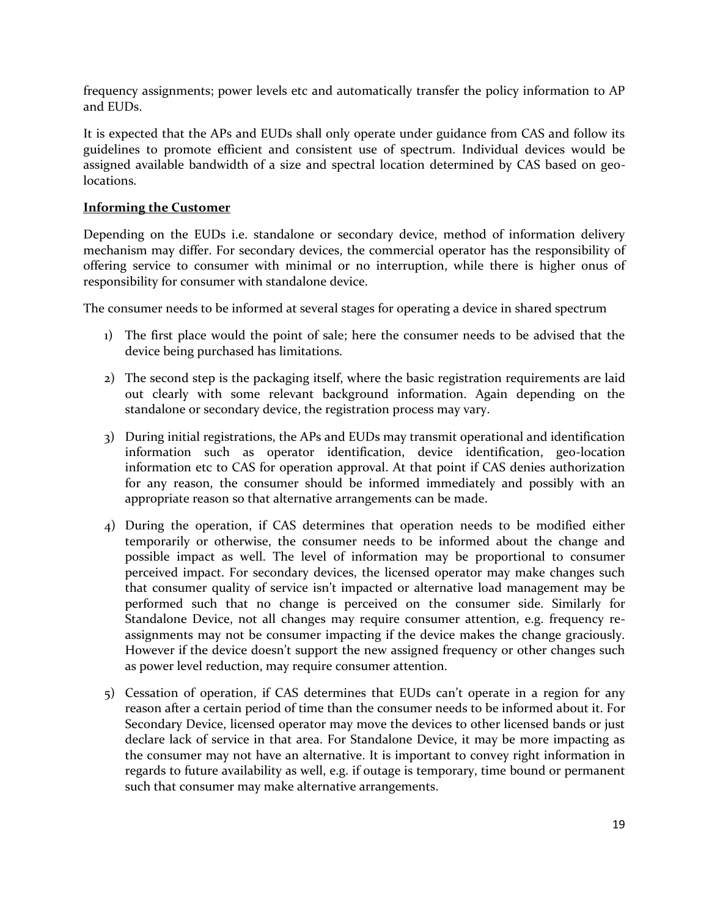frequency assignments; power levels etc and automatically transfer the policy information to AP and EUDs.

It is expected that the APs and EUDs shall only operate under guidance from CAS and follow its guidelines to promote efficient and consistent use of spectrum. Individual devices would be assigned available bandwidth of a size and spectral location determined by CAS based on geo-locations.

**Informing the Customer**

Depending on the EUDs i.e. standalone or secondary device, method of information delivery mechanism may differ. For secondary devices, the commercial operator has the responsibility of offering service to consumer with minimal or no interruption, while there is higher onus of responsibility for consumer with standalone device.

The consumer needs to be informed at several stages for operating a device in shared spectrum

1) The first place would the point of sale; here the consumer needs to be advised that the device being purchased has limitations.

2) The second step is the packaging itself, where the basic registration requirements are laid out clearly with some relevant background information. Again depending on the standalone or secondary device, the registration process may vary.

3) During initial registrations, the APs and EUDs may transmit operational and identification information such as operator identification, device identification, geo-location information etc to CAS for operation approval. At that point if CAS denies authorization for any reason, the consumer should be informed immediately and possibly with an appropriate reason so that alternative arrangements can be made.

4) During the operation, if CAS determines that operation needs to be modified either temporarily or otherwise, the consumer needs to be informed about the change and possible impact as well. The level of information may be proportional to consumer perceived impact. For secondary devices, the licensed operator may make changes such that consumer quality of service isn't impacted or alternative load management may be performed such that no change is perceived on the consumer side. Similarly for Standalone Device, not all changes may require consumer attention, e.g. frequency re-assignments may not be consumer impacting if the device makes the change graciously. However if the device doesn't support the new assigned frequency or other changes such as power level reduction, may require consumer attention.

5) Cessation of operation, if CAS determines that EUDs can't operate in a region for any reason after a certain period of time than the consumer needs to be informed about it. For Secondary Device, licensed operator may move the devices to other licensed bands or just declare lack of service in that area. For Standalone Device, it may be more impacting as the consumer may not have an alternative. It is important to convey right information in regards to future availability as well, e.g. if outage is temporary, time bound or permanent such that consumer may make alternative arrangements.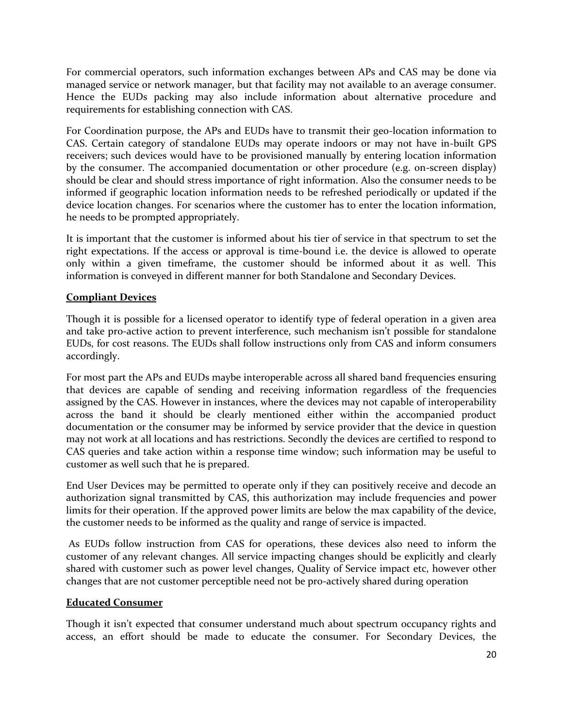For commercial operators, such information exchanges between APs and CAS may be done via managed service or network manager, but that facility may not available to an average consumer. Hence the EUDs packing may also include information about alternative procedure and requirements for establishing connection with CAS.

For Coordination purpose, the APs and EUDs have to transmit their geo-location information to CAS. Certain category of standalone EUDs may operate indoors or may not have in-built GPS receivers; such devices would have to be provisioned manually by entering location information by the consumer. The accompanied documentation or other procedure (e.g. on-screen display) should be clear and should stress importance of right information. Also the consumer needs to be informed if geographic location information needs to be refreshed periodically or updated if the device location changes. For scenarios where the customer has to enter the location information, he needs to be prompted appropriately.

It is important that the customer is informed about his tier of service in that spectrum to set the right expectations. If the access or approval is time-bound i.e. the device is allowed to operate only within a given timeframe, the customer should be informed about it as well. This information is conveyed in different manner for both Standalone and Secondary Devices.

**Compliant Devices**

Though it is possible for a licensed operator to identify type of federal operation in a given area and take pro-active action to prevent interference, such mechanism isn't possible for standalone EUDs, for cost reasons. The EUDs shall follow instructions only from CAS and inform consumers accordingly.

For most part the APs and EUDs maybe interoperable across all shared band frequencies ensuring that devices are capable of sending and receiving information regardless of the frequencies assigned by the CAS. However in instances, where the devices may not capable of interoperability across the band it should be clearly mentioned either within the accompanied product documentation or the consumer may be informed by service provider that the device in question may not work at all locations and has restrictions. Secondly the devices are certified to respond to CAS queries and take action within a response time window; such information may be useful to customer as well such that he is prepared.

End User Devices may be permitted to operate only if they can positively receive and decode an authorization signal transmitted by CAS, this authorization may include frequencies and power limits for their operation. If the approved power limits are below the max capability of the device, the customer needs to be informed as the quality and range of service is impacted.

As EUDs follow instruction from CAS for operations, these devices also need to inform the customer of any relevant changes. All service impacting changes should be explicitly and clearly shared with customer such as power level changes, Quality of Service impact etc, however other changes that are not customer perceptible need not be pro-actively shared during operation

**Educated Consumer**

Though it isn't expected that consumer understand much about spectrum occupancy rights and access, an effort should be made to educate the consumer. For Secondary Devices, the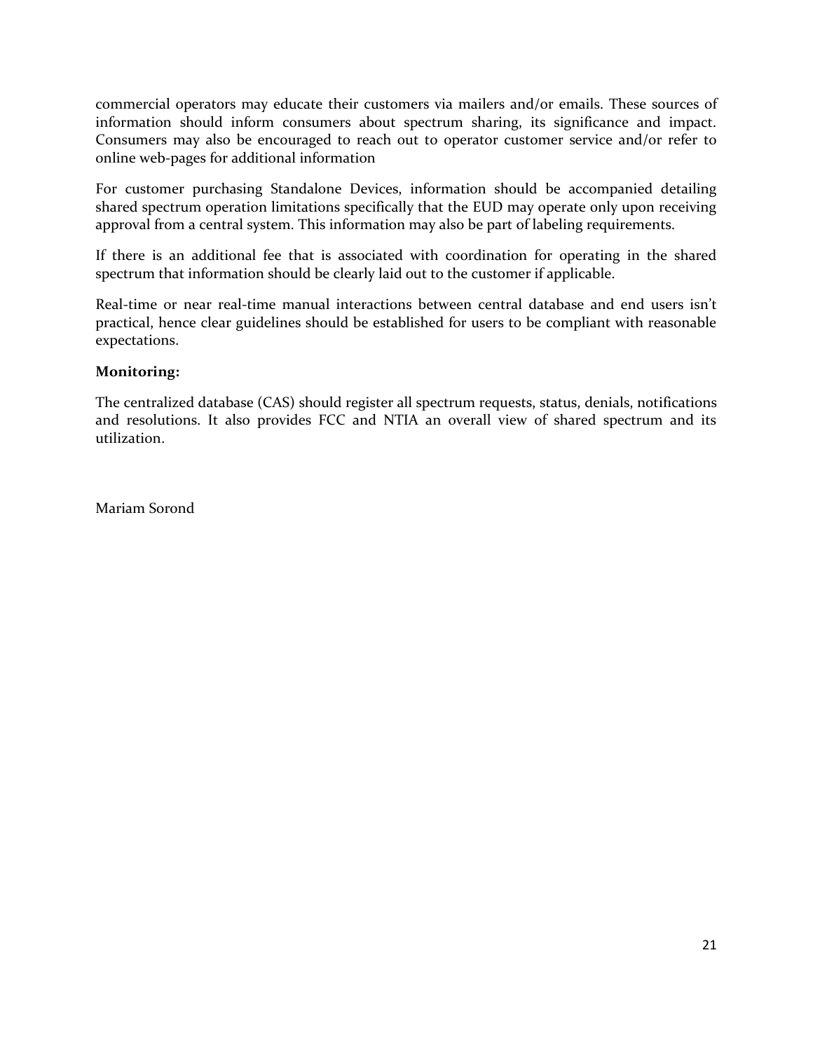commercial operators may educate their customers via mailers and/or emails. These sources of information should inform consumers about spectrum sharing, its significance and impact. Consumers may also be encouraged to reach out to operator customer service and/or refer to online web-pages for additional information

For customer purchasing Standalone Devices, information should be accompanied detailing shared spectrum operation limitations specifically that the EUD may operate only upon receiving approval from a central system. This information may also be part of labeling requirements.

If there is an additional fee that is associated with coordination for operating in the shared spectrum that information should be clearly laid out to the customer if applicable.

Real-time or near real-time manual interactions between central database and end users isn't practical, hence clear guidelines should be established for users to be compliant with reasonable expectations.

**Monitoring:**

The centralized database (CAS) should register all spectrum requests, status, denials, notifications and resolutions. It also provides FCC and NTIA an overall view of shared spectrum and its utilization.

Mariam Sorond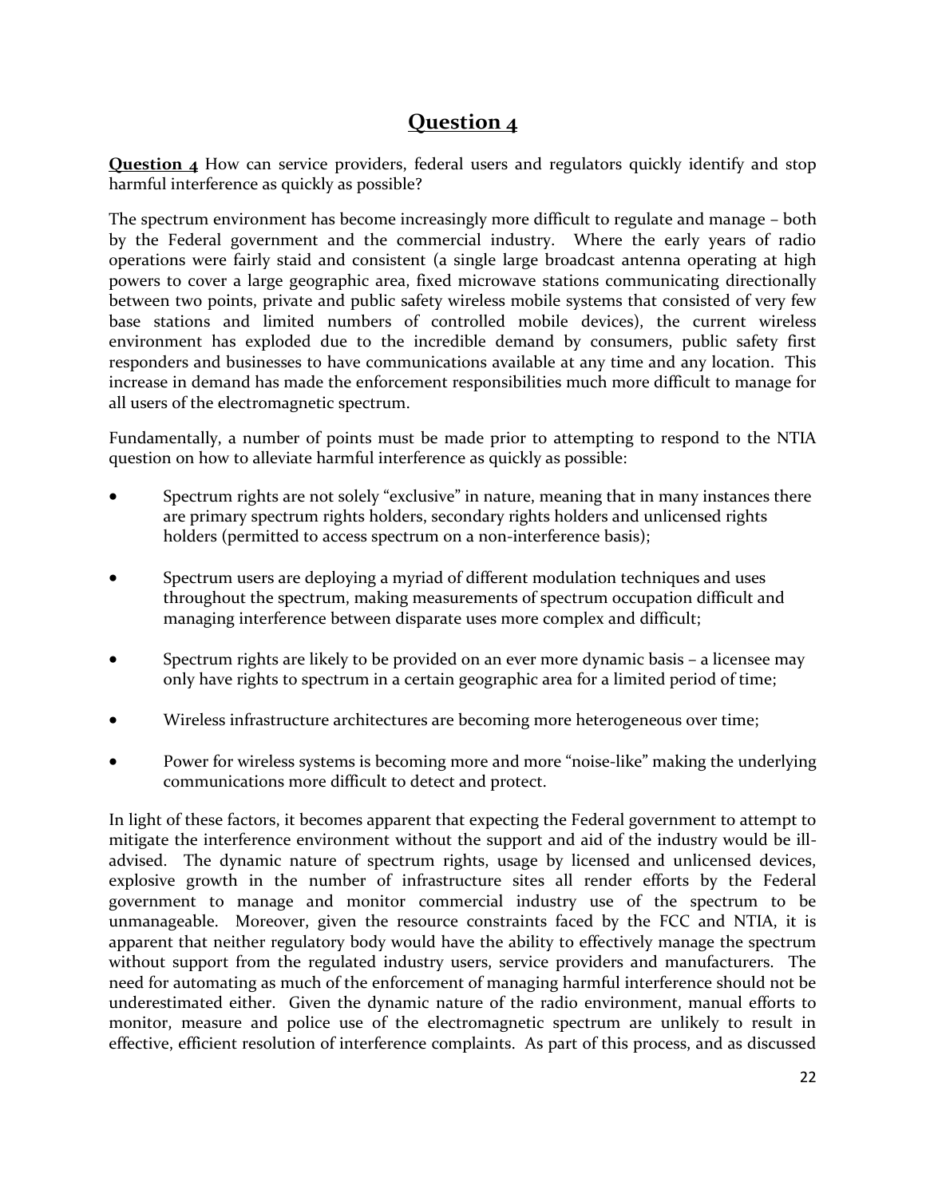# Question 4

**Question 4** How can service providers, federal users and regulators quickly identify and stop harmful interference as quickly as possible?

The spectrum environment has become increasingly more difficult to regulate and manage – both by the Federal government and the commercial industry. Where the early years of radio operations were fairly staid and consistent (a single large broadcast antenna operating at high powers to cover a large geographic area, fixed microwave stations communicating directionally between two points, private and public safety wireless mobile systems that consisted of very few base stations and limited numbers of controlled mobile devices), the current wireless environment has exploded due to the incredible demand by consumers, public safety first responders and businesses to have communications available at any time and any location. This increase in demand has made the enforcement responsibilities much more difficult to manage for all users of the electromagnetic spectrum.

Fundamentally, a number of points must be made prior to attempting to respond to the NTIA question on how to alleviate harmful interference as quickly as possible:

- Spectrum rights are not solely "exclusive" in nature, meaning that in many instances there are primary spectrum rights holders, secondary rights holders and unlicensed rights holders (permitted to access spectrum on a non-interference basis);
- Spectrum users are deploying a myriad of different modulation techniques and uses throughout the spectrum, making measurements of spectrum occupation difficult and managing interference between disparate uses more complex and difficult;
- Spectrum rights are likely to be provided on an ever more dynamic basis – a licensee may only have rights to spectrum in a certain geographic area for a limited period of time;
- Wireless infrastructure architectures are becoming more heterogeneous over time;
- Power for wireless systems is becoming more and more "noise-like" making the underlying communications more difficult to detect and protect.

In light of these factors, it becomes apparent that expecting the Federal government to attempt to mitigate the interference environment without the support and aid of the industry would be ill-advised. The dynamic nature of spectrum rights, usage by licensed and unlicensed devices, explosive growth in the number of infrastructure sites all render efforts by the Federal government to manage and monitor commercial industry use of the spectrum to be unmanageable. Moreover, given the resource constraints faced by the FCC and NTIA, it is apparent that neither regulatory body would have the ability to effectively manage the spectrum without support from the regulated industry users, service providers and manufacturers. The need for automating as much of the enforcement of managing harmful interference should not be underestimated either. Given the dynamic nature of the radio environment, manual efforts to monitor, measure and police use of the electromagnetic spectrum are unlikely to result in effective, efficient resolution of interference complaints. As part of this process, and as discussed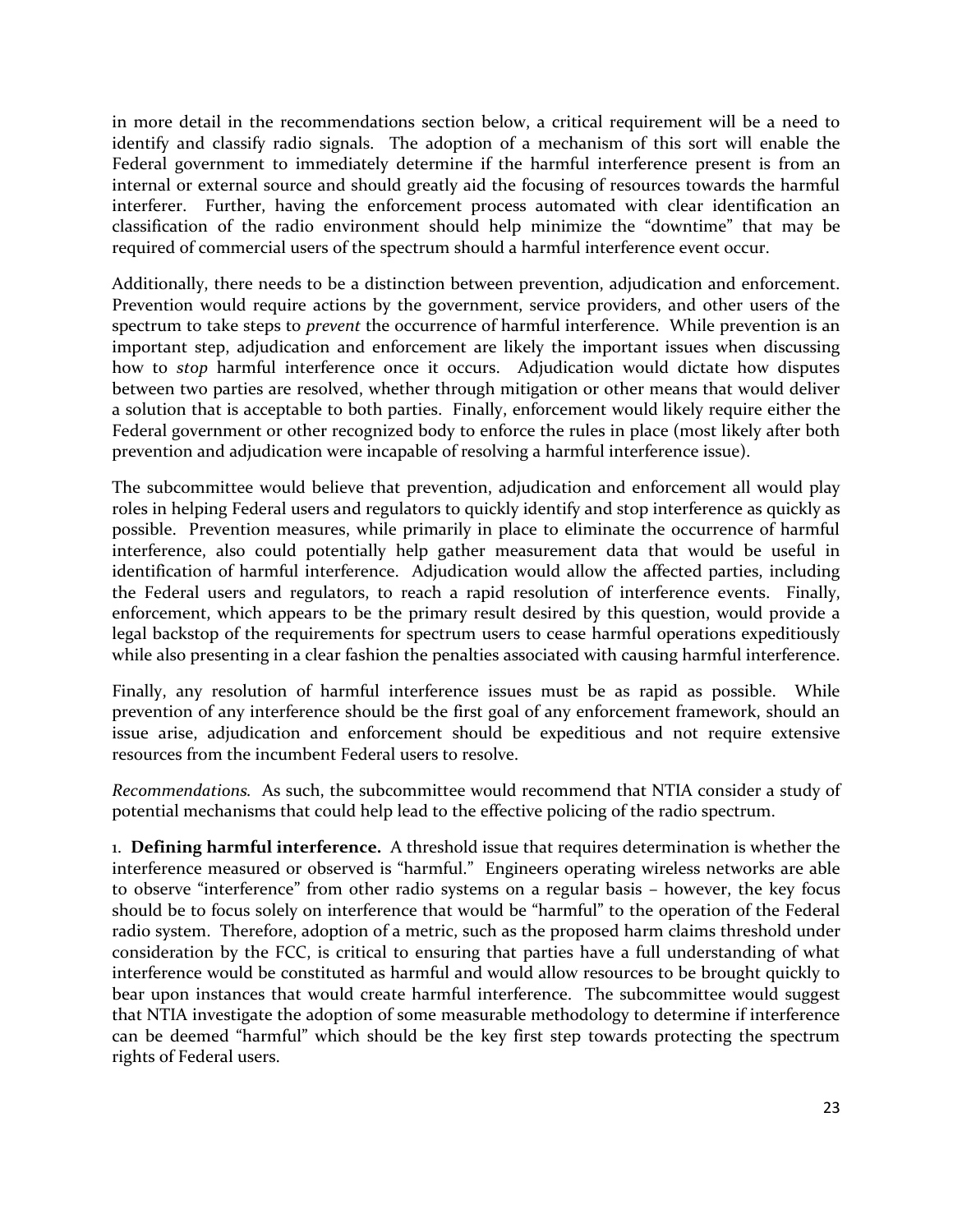in more detail in the recommendations section below, a critical requirement will be a need to identify and classify radio signals. The adoption of a mechanism of this sort will enable the Federal government to immediately determine if the harmful interference present is from an internal or external source and should greatly aid the focusing of resources towards the harmful interferer. Further, having the enforcement process automated with clear identification an classification of the radio environment should help minimize the "downtime" that may be required of commercial users of the spectrum should a harmful interference event occur.

Additionally, there needs to be a distinction between prevention, adjudication and enforcement. Prevention would require actions by the government, service providers, and other users of the spectrum to take steps to *prevent* the occurrence of harmful interference. While prevention is an important step, adjudication and enforcement are likely the important issues when discussing how to *stop* harmful interference once it occurs. Adjudication would dictate how disputes between two parties are resolved, whether through mitigation or other means that would deliver a solution that is acceptable to both parties. Finally, enforcement would likely require either the Federal government or other recognized body to enforce the rules in place (most likely after both prevention and adjudication were incapable of resolving a harmful interference issue).

The subcommittee would believe that prevention, adjudication and enforcement all would play roles in helping Federal users and regulators to quickly identify and stop interference as quickly as possible. Prevention measures, while primarily in place to eliminate the occurrence of harmful interference, also could potentially help gather measurement data that would be useful in identification of harmful interference. Adjudication would allow the affected parties, including the Federal users and regulators, to reach a rapid resolution of interference events. Finally, enforcement, which appears to be the primary result desired by this question, would provide a legal backstop of the requirements for spectrum users to cease harmful operations expeditiously while also presenting in a clear fashion the penalties associated with causing harmful interference.

Finally, any resolution of harmful interference issues must be as rapid as possible. While prevention of any interference should be the first goal of any enforcement framework, should an issue arise, adjudication and enforcement should be expeditious and not require extensive resources from the incumbent Federal users to resolve.

*Recommendations.* As such, the subcommittee would recommend that NTIA consider a study of potential mechanisms that could help lead to the effective policing of the radio spectrum.

1. **Defining harmful interference.** A threshold issue that requires determination is whether the interference measured or observed is "harmful." Engineers operating wireless networks are able to observe "interference" from other radio systems on a regular basis – however, the key focus should be to focus solely on interference that would be "harmful" to the operation of the Federal radio system. Therefore, adoption of a metric, such as the proposed harm claims threshold under consideration by the FCC, is critical to ensuring that parties have a full understanding of what interference would be constituted as harmful and would allow resources to be brought quickly to bear upon instances that would create harmful interference. The subcommittee would suggest that NTIA investigate the adoption of some measurable methodology to determine if interference can be deemed "harmful" which should be the key first step towards protecting the spectrum rights of Federal users.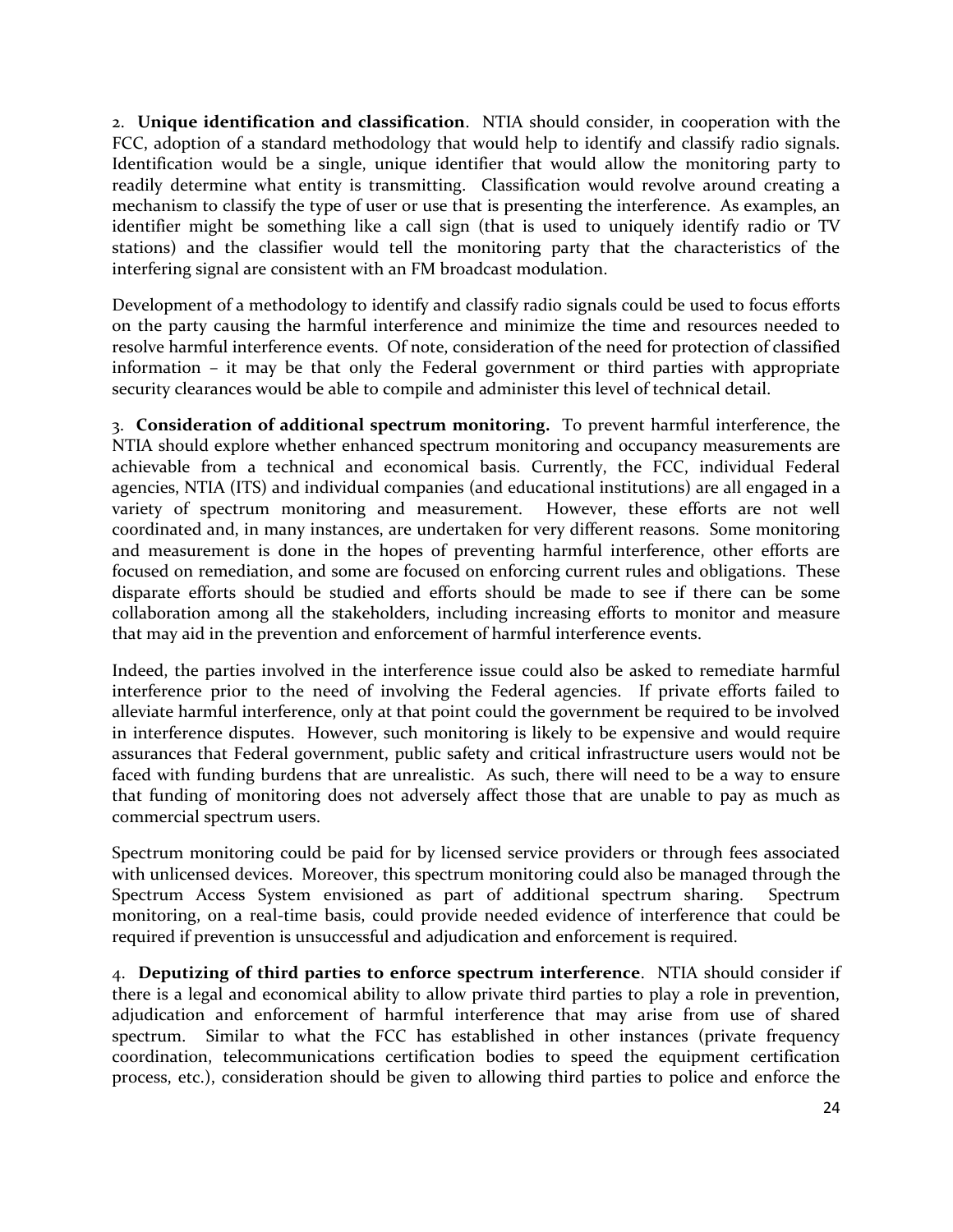2. **Unique identification and classification**. NTIA should consider, in cooperation with the FCC, adoption of a standard methodology that would help to identify and classify radio signals. Identification would be a single, unique identifier that would allow the monitoring party to readily determine what entity is transmitting. Classification would revolve around creating a mechanism to classify the type of user or use that is presenting the interference. As examples, an identifier might be something like a call sign (that is used to uniquely identify radio or TV stations) and the classifier would tell the monitoring party that the characteristics of the interfering signal are consistent with an FM broadcast modulation.

Development of a methodology to identify and classify radio signals could be used to focus efforts on the party causing the harmful interference and minimize the time and resources needed to resolve harmful interference events. Of note, consideration of the need for protection of classified information – it may be that only the Federal government or third parties with appropriate security clearances would be able to compile and administer this level of technical detail.

3. **Consideration of additional spectrum monitoring.** To prevent harmful interference, the NTIA should explore whether enhanced spectrum monitoring and occupancy measurements are achievable from a technical and economical basis. Currently, the FCC, individual Federal agencies, NTIA (ITS) and individual companies (and educational institutions) are all engaged in a variety of spectrum monitoring and measurement. However, these efforts are not well coordinated and, in many instances, are undertaken for very different reasons. Some monitoring and measurement is done in the hopes of preventing harmful interference, other efforts are focused on remediation, and some are focused on enforcing current rules and obligations. These disparate efforts should be studied and efforts should be made to see if there can be some collaboration among all the stakeholders, including increasing efforts to monitor and measure that may aid in the prevention and enforcement of harmful interference events.

Indeed, the parties involved in the interference issue could also be asked to remediate harmful interference prior to the need of involving the Federal agencies. If private efforts failed to alleviate harmful interference, only at that point could the government be required to be involved in interference disputes. However, such monitoring is likely to be expensive and would require assurances that Federal government, public safety and critical infrastructure users would not be faced with funding burdens that are unrealistic. As such, there will need to be a way to ensure that funding of monitoring does not adversely affect those that are unable to pay as much as commercial spectrum users.

Spectrum monitoring could be paid for by licensed service providers or through fees associated with unlicensed devices. Moreover, this spectrum monitoring could also be managed through the Spectrum Access System envisioned as part of additional spectrum sharing. Spectrum monitoring, on a real-time basis, could provide needed evidence of interference that could be required if prevention is unsuccessful and adjudication and enforcement is required.

4. **Deputizing of third parties to enforce spectrum interference**. NTIA should consider if there is a legal and economical ability to allow private third parties to play a role in prevention, adjudication and enforcement of harmful interference that may arise from use of shared spectrum. Similar to what the FCC has established in other instances (private frequency coordination, telecommunications certification bodies to speed the equipment certification process, etc.), consideration should be given to allowing third parties to police and enforce the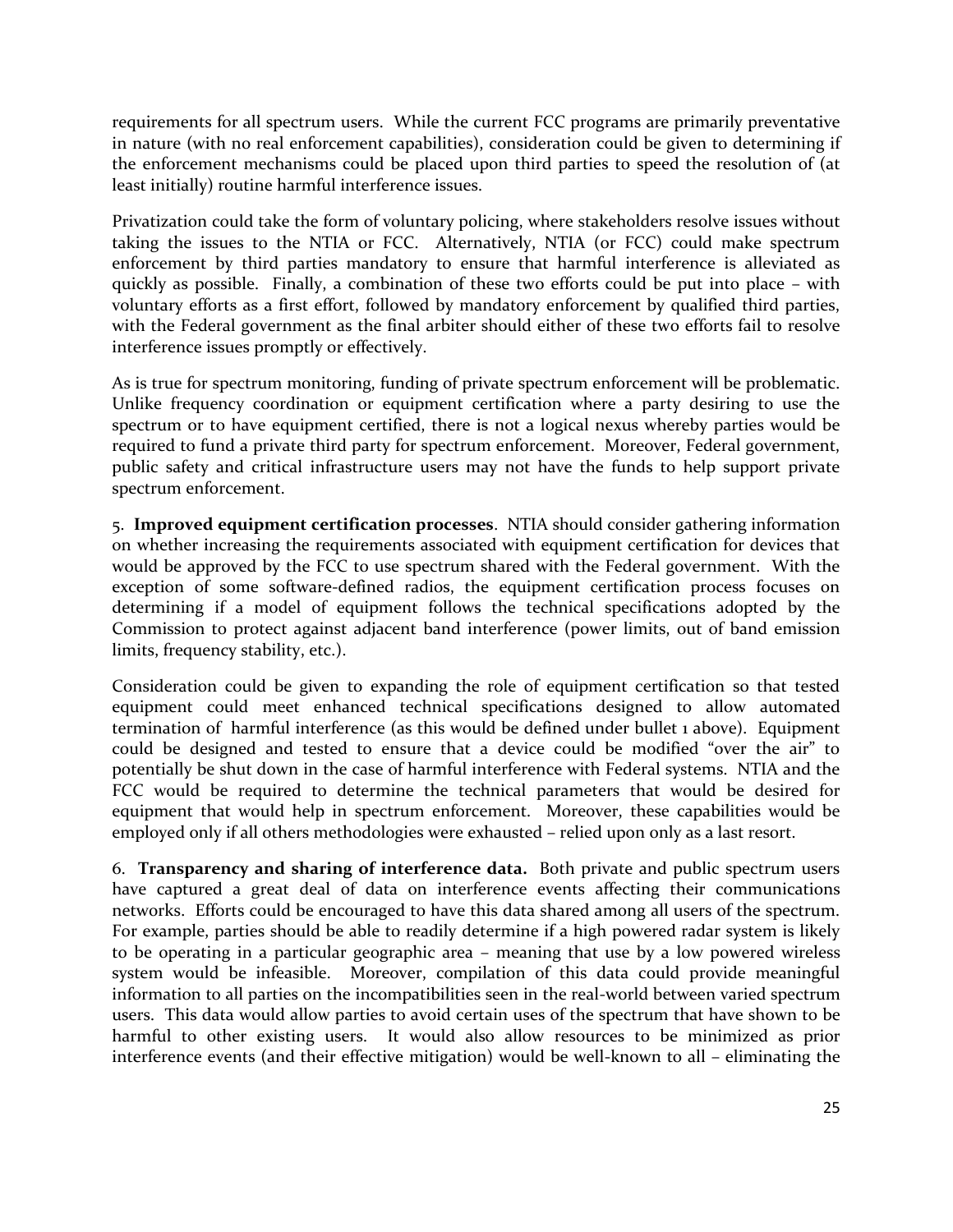requirements for all spectrum users. While the current FCC programs are primarily preventative in nature (with no real enforcement capabilities), consideration could be given to determining if the enforcement mechanisms could be placed upon third parties to speed the resolution of (at least initially) routine harmful interference issues.

Privatization could take the form of voluntary policing, where stakeholders resolve issues without taking the issues to the NTIA or FCC. Alternatively, NTIA (or FCC) could make spectrum enforcement by third parties mandatory to ensure that harmful interference is alleviated as quickly as possible. Finally, a combination of these two efforts could be put into place – with voluntary efforts as a first effort, followed by mandatory enforcement by qualified third parties, with the Federal government as the final arbiter should either of these two efforts fail to resolve interference issues promptly or effectively.

As is true for spectrum monitoring, funding of private spectrum enforcement will be problematic. Unlike frequency coordination or equipment certification where a party desiring to use the spectrum or to have equipment certified, there is not a logical nexus whereby parties would be required to fund a private third party for spectrum enforcement. Moreover, Federal government, public safety and critical infrastructure users may not have the funds to help support private spectrum enforcement.

5. **Improved equipment certification processes**. NTIA should consider gathering information on whether increasing the requirements associated with equipment certification for devices that would be approved by the FCC to use spectrum shared with the Federal government. With the exception of some software-defined radios, the equipment certification process focuses on determining if a model of equipment follows the technical specifications adopted by the Commission to protect against adjacent band interference (power limits, out of band emission limits, frequency stability, etc.).

Consideration could be given to expanding the role of equipment certification so that tested equipment could meet enhanced technical specifications designed to allow automated termination of harmful interference (as this would be defined under bullet 1 above). Equipment could be designed and tested to ensure that a device could be modified "over the air" to potentially be shut down in the case of harmful interference with Federal systems. NTIA and the FCC would be required to determine the technical parameters that would be desired for equipment that would help in spectrum enforcement. Moreover, these capabilities would be employed only if all others methodologies were exhausted – relied upon only as a last resort.

6. **Transparency and sharing of interference data.** Both private and public spectrum users have captured a great deal of data on interference events affecting their communications networks. Efforts could be encouraged to have this data shared among all users of the spectrum. For example, parties should be able to readily determine if a high powered radar system is likely to be operating in a particular geographic area – meaning that use by a low powered wireless system would be infeasible. Moreover, compilation of this data could provide meaningful information to all parties on the incompatibilities seen in the real-world between varied spectrum users. This data would allow parties to avoid certain uses of the spectrum that have shown to be harmful to other existing users. It would also allow resources to be minimized as prior interference events (and their effective mitigation) would be well-known to all – eliminating the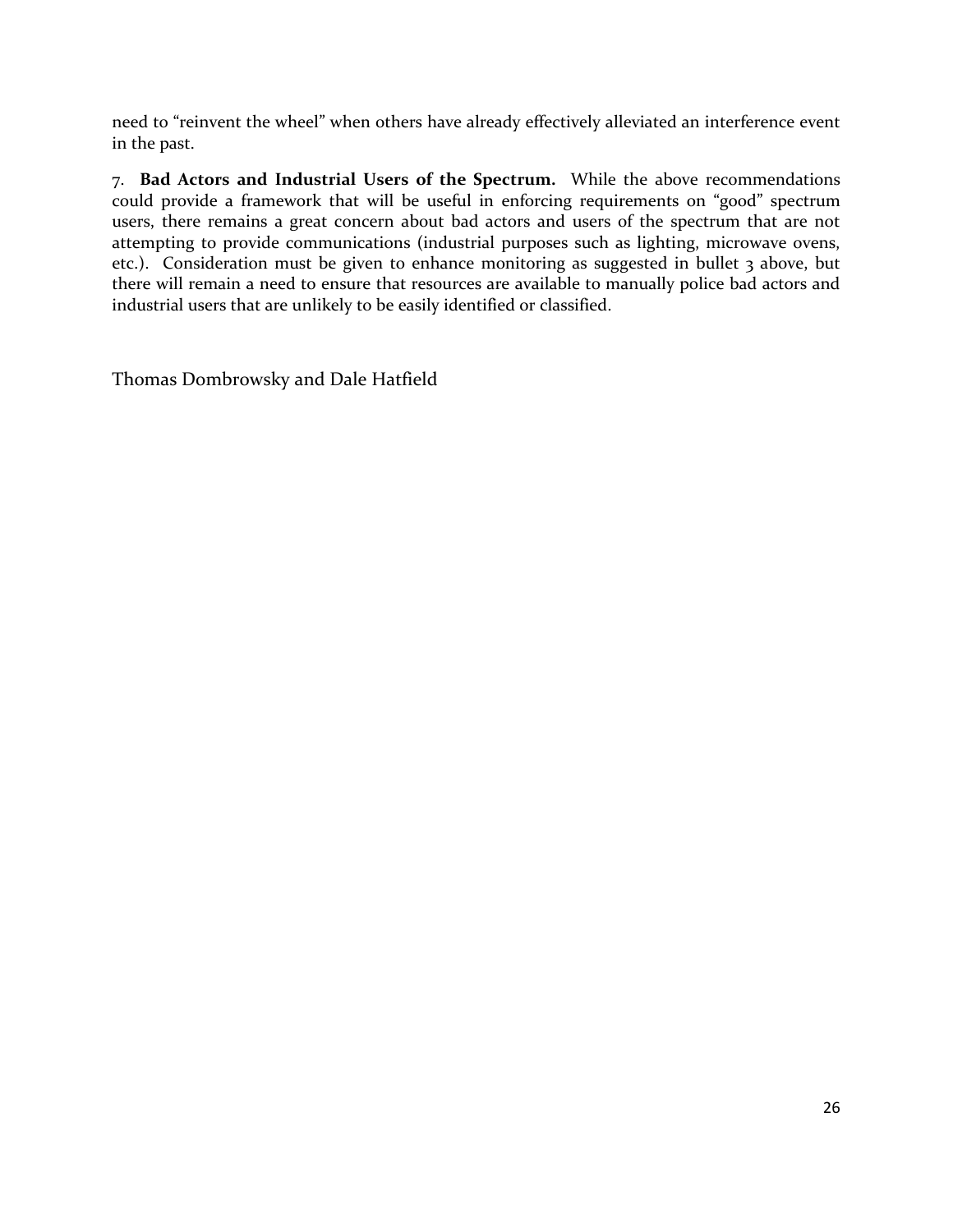need to “reinvent the wheel” when others have already effectively alleviated an interference event in the past.

7. **Bad Actors and Industrial Users of the Spectrum.** While the above recommendations could provide a framework that will be useful in enforcing requirements on “good” spectrum users, there remains a great concern about bad actors and users of the spectrum that are not attempting to provide communications (industrial purposes such as lighting, microwave ovens, etc.). Consideration must be given to enhance monitoring as suggested in bullet 3 above, but there will remain a need to ensure that resources are available to manually police bad actors and industrial users that are unlikely to be easily identified or classified.

Thomas Dombrowsky and Dale Hatfield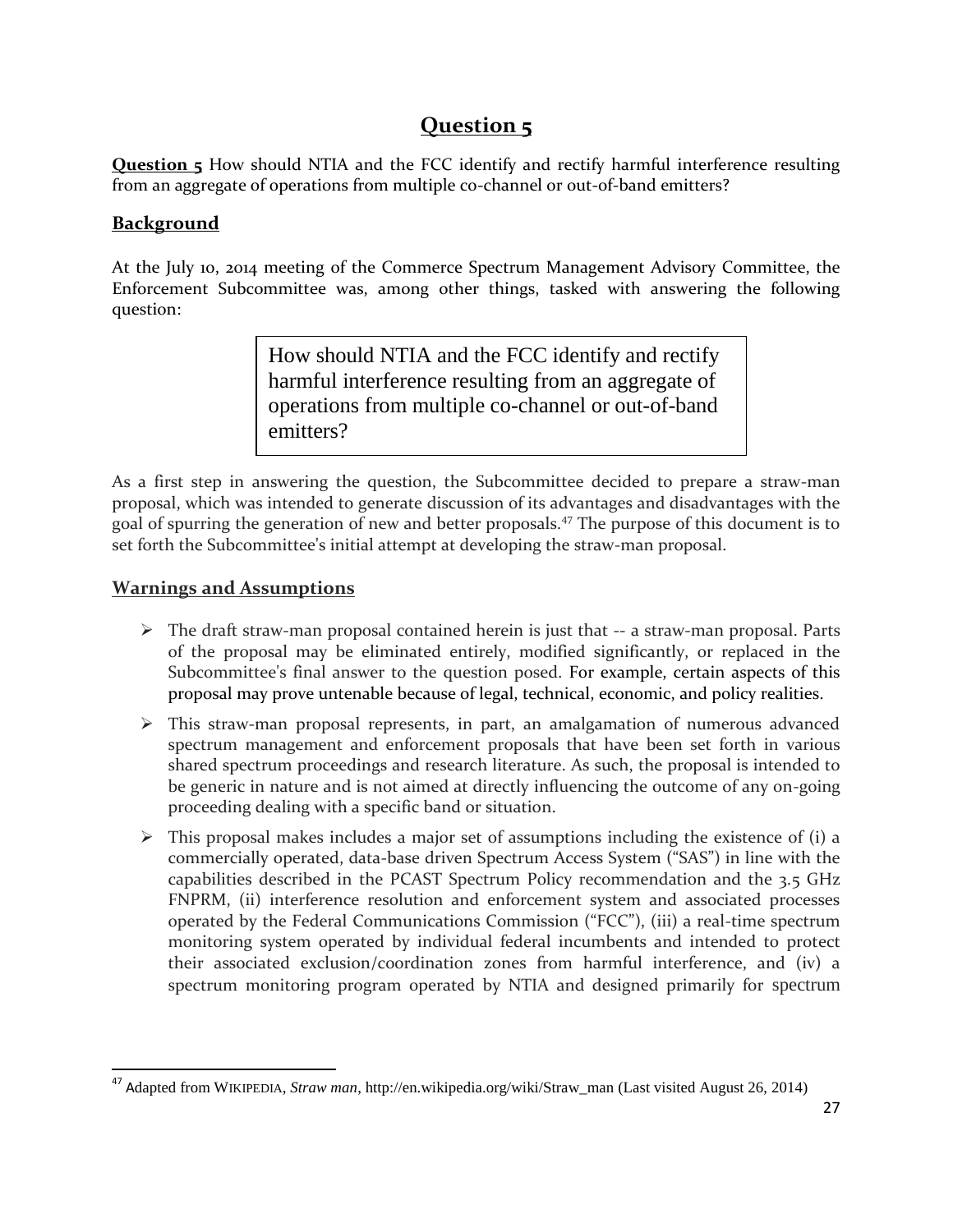# Question 5

**Question 5** How should NTIA and the FCC identify and rectify harmful interference resulting from an aggregate of operations from multiple co-channel or out-of-band emitters?

## Background

At the July 10, 2014 meeting of the Commerce Spectrum Management Advisory Committee, the Enforcement Subcommittee was, among other things, tasked with answering the following question:

> How should NTIA and the FCC identify and rectify harmful interference resulting from an aggregate of operations from multiple co-channel or out-of-band emitters?

As a first step in answering the question, the Subcommittee decided to prepare a straw-man proposal, which was intended to generate discussion of its advantages and disadvantages with the goal of spurring the generation of new and better proposals.[47] The purpose of this document is to set forth the Subcommittee's initial attempt at developing the straw-man proposal.

## Warnings and Assumptions

- The draft straw-man proposal contained herein is just that -- a straw-man proposal. Parts of the proposal may be eliminated entirely, modified significantly, or replaced in the Subcommittee's final answer to the question posed. For example, certain aspects of this proposal may prove untenable because of legal, technical, economic, and policy realities.
- This straw-man proposal represents, in part, an amalgamation of numerous advanced spectrum management and enforcement proposals that have been set forth in various shared spectrum proceedings and research literature. As such, the proposal is intended to be generic in nature and is not aimed at directly influencing the outcome of any on-going proceeding dealing with a specific band or situation.
- This proposal makes includes a major set of assumptions including the existence of (i) a commercially operated, data-base driven Spectrum Access System ("SAS") in line with the capabilities described in the PCAST Spectrum Policy recommendation and the 3.5 GHz FNPRM, (ii) interference resolution and enforcement system and associated processes operated by the Federal Communications Commission ("FCC"), (iii) a real-time spectrum monitoring system operated by individual federal incumbents and intended to protect their associated exclusion/coordination zones from harmful interference, and (iv) a spectrum monitoring program operated by NTIA and designed primarily for spectrum

---

[47] Adapted from WIKIPEDIA, *Straw man*, http://en.wikipedia.org/wiki/Straw_man (Last visited August 26, 2014)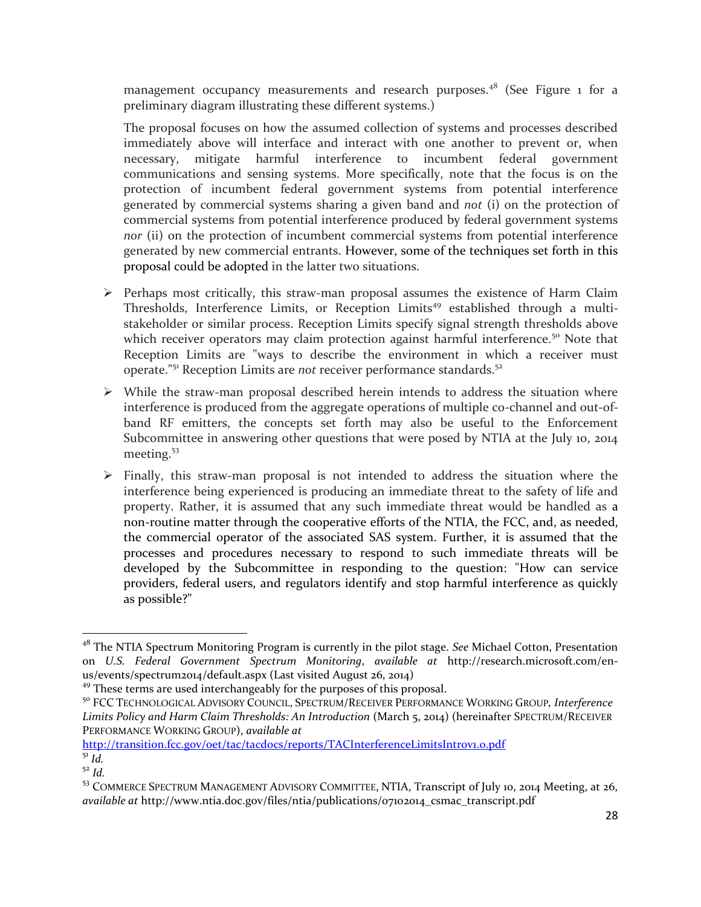management occupancy measurements and research purposes.[48] (See Figure 1 for a preliminary diagram illustrating these different systems.)

The proposal focuses on how the assumed collection of systems and processes described immediately above will interface and interact with one another to prevent or, when necessary, mitigate harmful interference to incumbent federal government communications and sensing systems. More specifically, note that the focus is on the protection of incumbent federal government systems from potential interference generated by commercial systems sharing a given band and *not* (i) on the protection of commercial systems from potential interference produced by federal government systems *nor* (ii) on the protection of incumbent commercial systems from potential interference generated by new commercial entrants. However, some of the techniques set forth in this proposal could be adopted in the latter two situations.

- Perhaps most critically, this straw-man proposal assumes the existence of Harm Claim Thresholds, Interference Limits, or Reception Limits[49] established through a multi-stakeholder or similar process. Reception Limits specify signal strength thresholds above which receiver operators may claim protection against harmful interference.[50] Note that Reception Limits are "ways to describe the environment in which a receiver must operate."[51] Reception Limits are *not* receiver performance standards.[52]
- While the straw-man proposal described herein intends to address the situation where interference is produced from the aggregate operations of multiple co-channel and out-of-band RF emitters, the concepts set forth may also be useful to the Enforcement Subcommittee in answering other questions that were posed by NTIA at the July 10, 2014 meeting.[53]
- Finally, this straw-man proposal is not intended to address the situation where the interference being experienced is producing an immediate threat to the safety of life and property. Rather, it is assumed that any such immediate threat would be handled as a non-routine matter through the cooperative efforts of the NTIA, the FCC, and, as needed, the commercial operator of the associated SAS system. Further, it is assumed that the processes and procedures necessary to respond to such immediate threats will be developed by the Subcommittee in responding to the question: "How can service providers, federal users, and regulators identify and stop harmful interference as quickly as possible?"

---

[48] The NTIA Spectrum Monitoring Program is currently in the pilot stage. *See* Michael Cotton, Presentation on *U.S. Federal Government Spectrum Monitoring*, *available at* http://research.microsoft.com/en-us/events/spectrum2014/default.aspx (Last visited August 26, 2014)

[49] These terms are used interchangeably for the purposes of this proposal.

[50] FCC TECHNOLOGICAL ADVISORY COUNCIL, SPECTRUM/RECEIVER PERFORMANCE WORKING GROUP, *Interference Limits Policy and Harm Claim Thresholds: An Introduction* (March 5, 2014) (hereinafter SPECTRUM/RECEIVER PERFORMANCE WORKING GROUP), *available at* http://transition.fcc.gov/oet/tac/tacdocs/reports/TACInterferenceLimitsIntrov1.0.pdf

[51] *Id.*

[52] *Id.*

[53] COMMERCE SPECTRUM MANAGEMENT ADVISORY COMMITTEE, NTIA, Transcript of July 10, 2014 Meeting, at 26, *available at* http://www.ntia.doc.gov/files/ntia/publications/07102014_csmac_transcript.pdf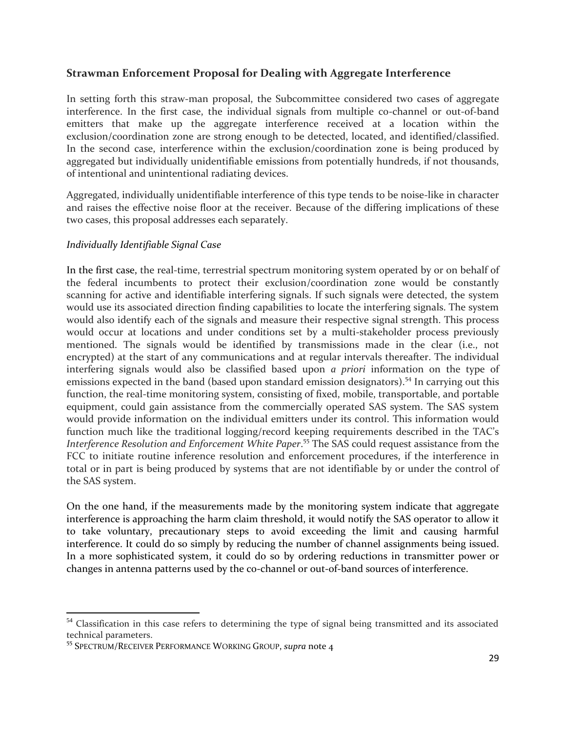### Strawman Enforcement Proposal for Dealing with Aggregate Interference

In setting forth this straw-man proposal, the Subcommittee considered two cases of aggregate interference. In the first case, the individual signals from multiple co-channel or out-of-band emitters that make up the aggregate interference received at a location within the exclusion/coordination zone are strong enough to be detected, located, and identified/classified. In the second case, interference within the exclusion/coordination zone is being produced by aggregated but individually unidentifiable emissions from potentially hundreds, if not thousands, of intentional and unintentional radiating devices.

Aggregated, individually unidentifiable interference of this type tends to be noise-like in character and raises the effective noise floor at the receiver. Because of the differing implications of these two cases, this proposal addresses each separately.

*Individually Identifiable Signal Case*

In the first case, the real-time, terrestrial spectrum monitoring system operated by or on behalf of the federal incumbents to protect their exclusion/coordination zone would be constantly scanning for active and identifiable interfering signals. If such signals were detected, the system would use its associated direction finding capabilities to locate the interfering signals. The system would also identify each of the signals and measure their respective signal strength. This process would occur at locations and under conditions set by a multi-stakeholder process previously mentioned. The signals would be identified by transmissions made in the clear (i.e., not encrypted) at the start of any communications and at regular intervals thereafter. The individual interfering signals would also be classified based upon *a priori* information on the type of emissions expected in the band (based upon standard emission designators).[54] In carrying out this function, the real-time monitoring system, consisting of fixed, mobile, transportable, and portable equipment, could gain assistance from the commercially operated SAS system. The SAS system would provide information on the individual emitters under its control. This information would function much like the traditional logging/record keeping requirements described in the TAC's *Interference Resolution and Enforcement White Paper*.[55] The SAS could request assistance from the FCC to initiate routine inference resolution and enforcement procedures, if the interference in total or in part is being produced by systems that are not identifiable by or under the control of the SAS system.

On the one hand, if the measurements made by the monitoring system indicate that aggregate interference is approaching the harm claim threshold, it would notify the SAS operator to allow it to take voluntary, precautionary steps to avoid exceeding the limit and causing harmful interference. It could do so simply by reducing the number of channel assignments being issued. In a more sophisticated system, it could do so by ordering reductions in transmitter power or changes in antenna patterns used by the co-channel or out-of-band sources of interference.

---

[54] Classification in this case refers to determining the type of signal being transmitted and its associated technical parameters.

[55] SPECTRUM/RECEIVER PERFORMANCE WORKING GROUP, *supra* note 4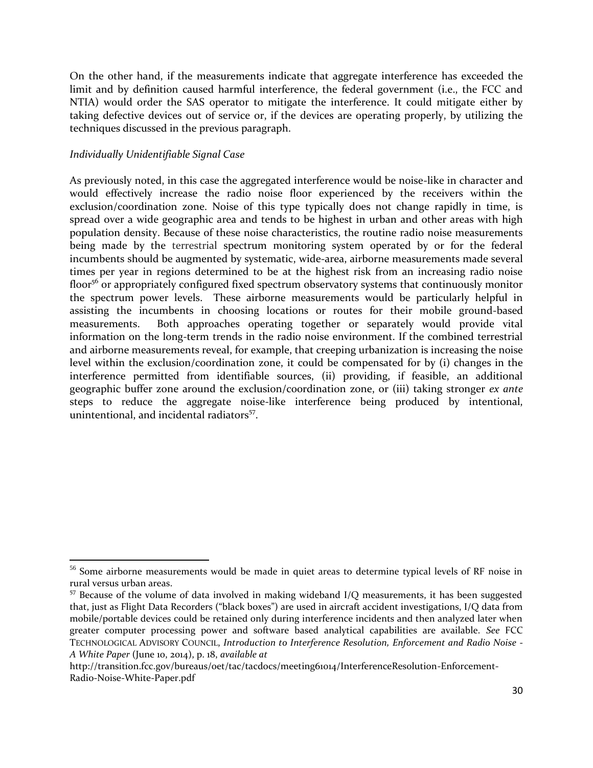On the other hand, if the measurements indicate that aggregate interference has exceeded the limit and by definition caused harmful interference, the federal government (i.e., the FCC and NTIA) would order the SAS operator to mitigate the interference. It could mitigate either by taking defective devices out of service or, if the devices are operating properly, by utilizing the techniques discussed in the previous paragraph.

*Individually Unidentifiable Signal Case*

As previously noted, in this case the aggregated interference would be noise-like in character and would effectively increase the radio noise floor experienced by the receivers within the exclusion/coordination zone. Noise of this type typically does not change rapidly in time, is spread over a wide geographic area and tends to be highest in urban and other areas with high population density. Because of these noise characteristics, the routine radio noise measurements being made by the terrestrial spectrum monitoring system operated by or for the federal incumbents should be augmented by systematic, wide-area, airborne measurements made several times per year in regions determined to be at the highest risk from an increasing radio noise floor[56] or appropriately configured fixed spectrum observatory systems that continuously monitor the spectrum power levels. These airborne measurements would be particularly helpful in assisting the incumbents in choosing locations or routes for their mobile ground-based measurements. Both approaches operating together or separately would provide vital information on the long-term trends in the radio noise environment. If the combined terrestrial and airborne measurements reveal, for example, that creeping urbanization is increasing the noise level within the exclusion/coordination zone, it could be compensated for by (i) changes in the interference permitted from identifiable sources, (ii) providing, if feasible, an additional geographic buffer zone around the exclusion/coordination zone, or (iii) taking stronger *ex ante* steps to reduce the aggregate noise-like interference being produced by intentional, unintentional, and incidental radiators[57].

---

[56] Some airborne measurements would be made in quiet areas to determine typical levels of RF noise in rural versus urban areas.

[57] Because of the volume of data involved in making wideband I/Q measurements, it has been suggested that, just as Flight Data Recorders ("black boxes") are used in aircraft accident investigations, I/Q data from mobile/portable devices could be retained only during interference incidents and then analyzed later when greater computer processing power and software based analytical capabilities are available. *See* FCC TECHNOLOGICAL ADVISORY COUNCIL, *Introduction to Interference Resolution, Enforcement and Radio Noise - A White Paper* (June 10, 2014), p. 18, *available at* http://transition.fcc.gov/bureaus/oet/tac/tacdocs/meeting61014/InterferenceResolution-Enforcement-Radio-Noise-White-Paper.pdf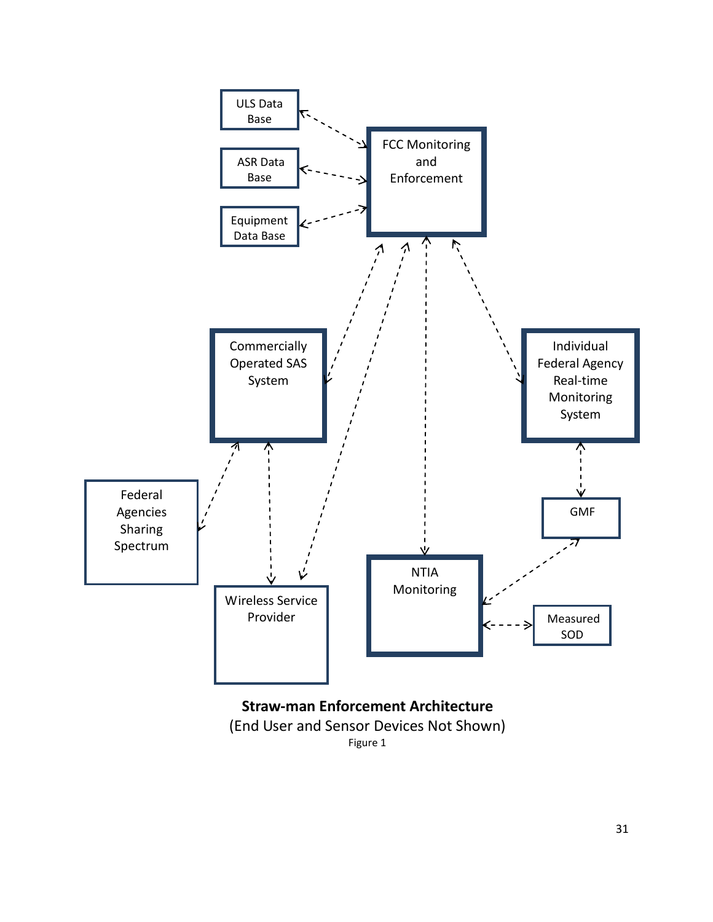ULS Data Base

ASR Data Base

Equipment Data Base

FCC Monitoring and Enforcement

Commercially Operated SAS System

Individual Federal Agency Real-time Monitoring System

Federal Agencies Sharing Spectrum

GMF

Wireless Service Provider

NTIA Monitoring

Measured SOD

**Straw-man Enforcement Architecture**

(End User and Sensor Devices Not Shown)

Figure 1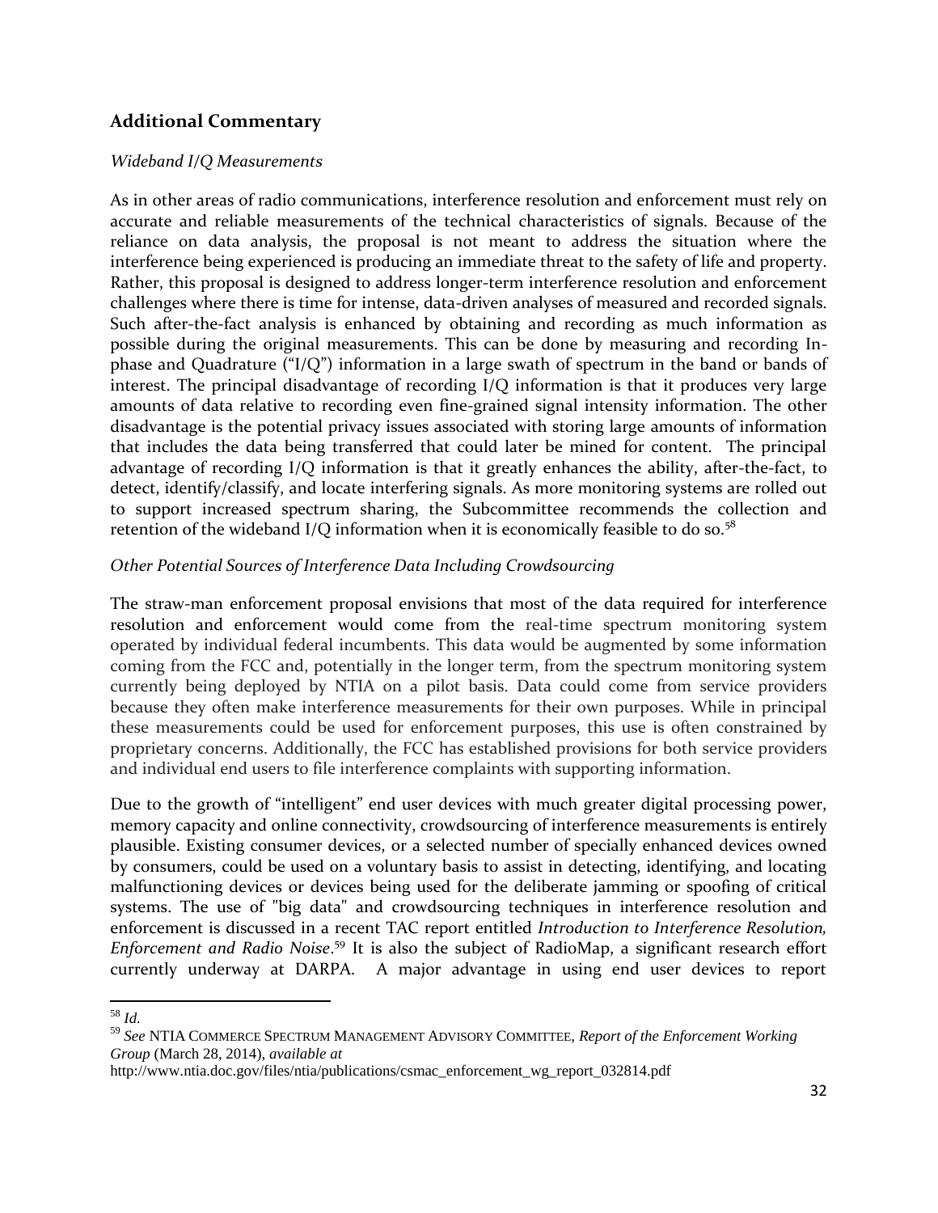## Additional Commentary

*Wideband I/Q Measurements*

As in other areas of radio communications, interference resolution and enforcement must rely on accurate and reliable measurements of the technical characteristics of signals. Because of the reliance on data analysis, the proposal is not meant to address the situation where the interference being experienced is producing an immediate threat to the safety of life and property. Rather, this proposal is designed to address longer-term interference resolution and enforcement challenges where there is time for intense, data-driven analyses of measured and recorded signals. Such after-the-fact analysis is enhanced by obtaining and recording as much information as possible during the original measurements. This can be done by measuring and recording In-phase and Quadrature ("I/Q") information in a large swath of spectrum in the band or bands of interest. The principal disadvantage of recording I/Q information is that it produces very large amounts of data relative to recording even fine-grained signal intensity information. The other disadvantage is the potential privacy issues associated with storing large amounts of information that includes the data being transferred that could later be mined for content. The principal advantage of recording I/Q information is that it greatly enhances the ability, after-the-fact, to detect, identify/classify, and locate interfering signals. As more monitoring systems are rolled out to support increased spectrum sharing, the Subcommittee recommends the collection and retention of the wideband I/Q information when it is economically feasible to do so.[58]

*Other Potential Sources of Interference Data Including Crowdsourcing*

The straw-man enforcement proposal envisions that most of the data required for interference resolution and enforcement would come from the real-time spectrum monitoring system operated by individual federal incumbents. This data would be augmented by some information coming from the FCC and, potentially in the longer term, from the spectrum monitoring system currently being deployed by NTIA on a pilot basis. Data could come from service providers because they often make interference measurements for their own purposes. While in principal these measurements could be used for enforcement purposes, this use is often constrained by proprietary concerns. Additionally, the FCC has established provisions for both service providers and individual end users to file interference complaints with supporting information.

Due to the growth of "intelligent" end user devices with much greater digital processing power, memory capacity and online connectivity, crowdsourcing of interference measurements is entirely plausible. Existing consumer devices, or a selected number of specially enhanced devices owned by consumers, could be used on a voluntary basis to assist in detecting, identifying, and locating malfunctioning devices or devices being used for the deliberate jamming or spoofing of critical systems. The use of "big data" and crowdsourcing techniques in interference resolution and enforcement is discussed in a recent TAC report entitled *Introduction to Interference Resolution, Enforcement and Radio Noise*.[59] It is also the subject of RadioMap, a significant research effort currently underway at DARPA. A major advantage in using end user devices to report

---

[58] *Id.*

[59] *See* NTIA COMMERCE SPECTRUM MANAGEMENT ADVISORY COMMITTEE, *Report of the Enforcement Working Group* (March 28, 2014), *available at* http://www.ntia.doc.gov/files/ntia/publications/csmac_enforcement_wg_report_032814.pdf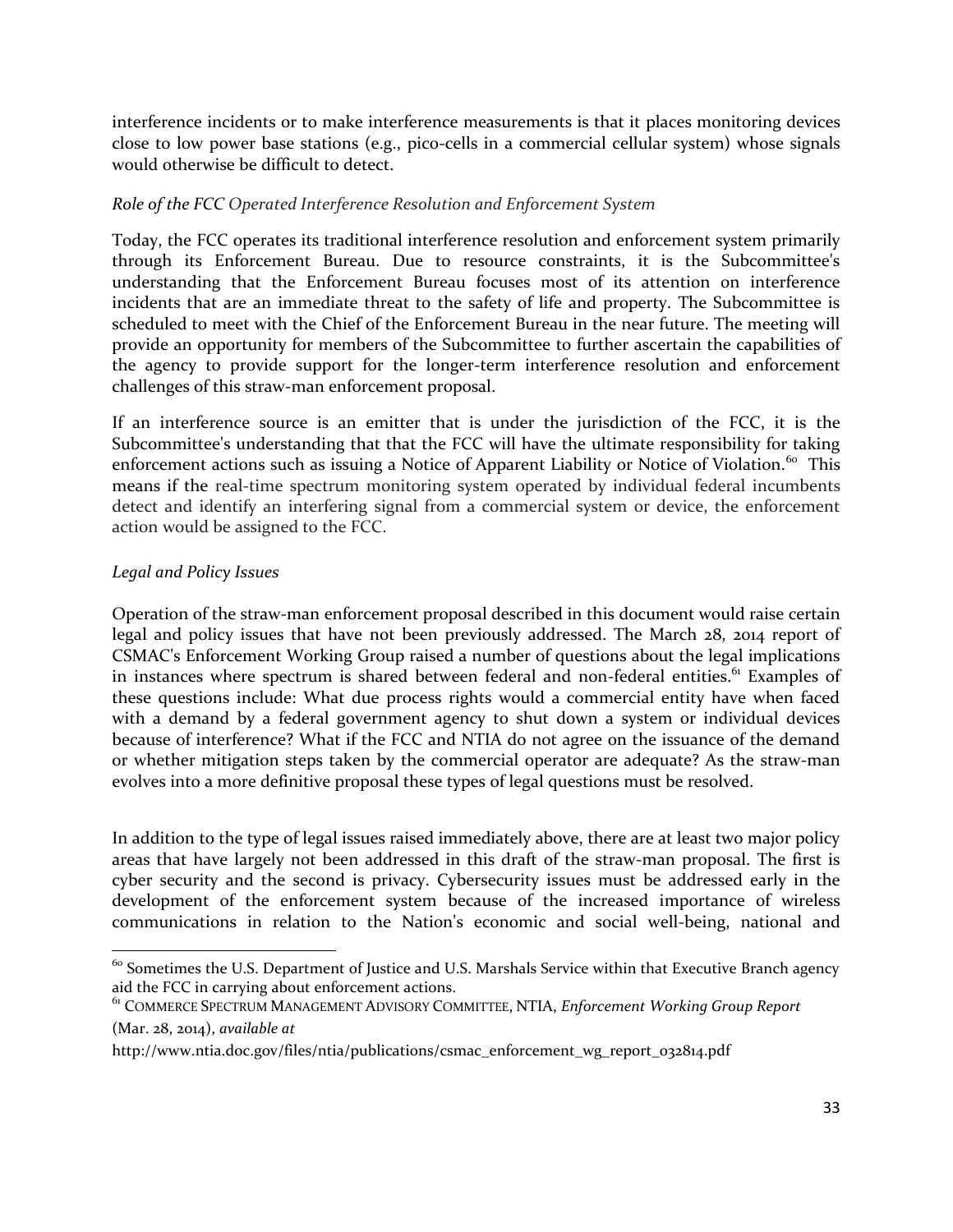interference incidents or to make interference measurements is that it places monitoring devices close to low power base stations (e.g., pico-cells in a commercial cellular system) whose signals would otherwise be difficult to detect.

*Role of the FCC Operated Interference Resolution and Enforcement System*

Today, the FCC operates its traditional interference resolution and enforcement system primarily through its Enforcement Bureau. Due to resource constraints, it is the Subcommittee's understanding that the Enforcement Bureau focuses most of its attention on interference incidents that are an immediate threat to the safety of life and property. The Subcommittee is scheduled to meet with the Chief of the Enforcement Bureau in the near future. The meeting will provide an opportunity for members of the Subcommittee to further ascertain the capabilities of the agency to provide support for the longer-term interference resolution and enforcement challenges of this straw-man enforcement proposal.

If an interference source is an emitter that is under the jurisdiction of the FCC, it is the Subcommittee's understanding that that the FCC will have the ultimate responsibility for taking enforcement actions such as issuing a Notice of Apparent Liability or Notice of Violation.[60] This means if the real-time spectrum monitoring system operated by individual federal incumbents detect and identify an interfering signal from a commercial system or device, the enforcement action would be assigned to the FCC.

*Legal and Policy Issues*

Operation of the straw-man enforcement proposal described in this document would raise certain legal and policy issues that have not been previously addressed. The March 28, 2014 report of CSMAC's Enforcement Working Group raised a number of questions about the legal implications in instances where spectrum is shared between federal and non-federal entities.[61] Examples of these questions include: What due process rights would a commercial entity have when faced with a demand by a federal government agency to shut down a system or individual devices because of interference? What if the FCC and NTIA do not agree on the issuance of the demand or whether mitigation steps taken by the commercial operator are adequate? As the straw-man evolves into a more definitive proposal these types of legal questions must be resolved.

In addition to the type of legal issues raised immediately above, there are at least two major policy areas that have largely not been addressed in this draft of the straw-man proposal. The first is cyber security and the second is privacy. Cybersecurity issues must be addressed early in the development of the enforcement system because of the increased importance of wireless communications in relation to the Nation's economic and social well-being, national and

---

[60] Sometimes the U.S. Department of Justice and U.S. Marshals Service within that Executive Branch agency aid the FCC in carrying about enforcement actions.

[61] COMMERCE SPECTRUM MANAGEMENT ADVISORY COMMITTEE, NTIA, *Enforcement Working Group Report* (Mar. 28, 2014), *available at*

http://www.ntia.doc.gov/files/ntia/publications/csmac_enforcement_wg_report_032814.pdf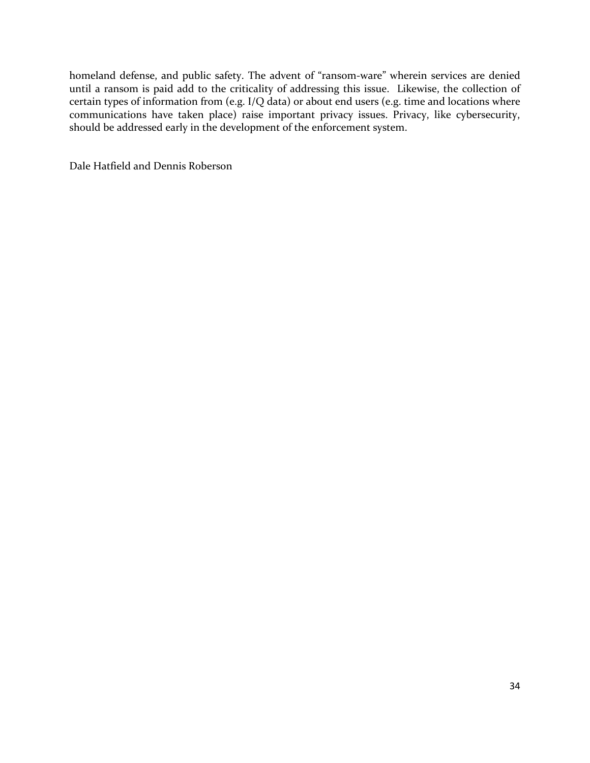homeland defense, and public safety. The advent of "ransom-ware" wherein services are denied until a ransom is paid add to the criticality of addressing this issue. Likewise, the collection of certain types of information from (e.g. I/Q data) or about end users (e.g. time and locations where communications have taken place) raise important privacy issues. Privacy, like cybersecurity, should be addressed early in the development of the enforcement system.

Dale Hatfield and Dennis Roberson